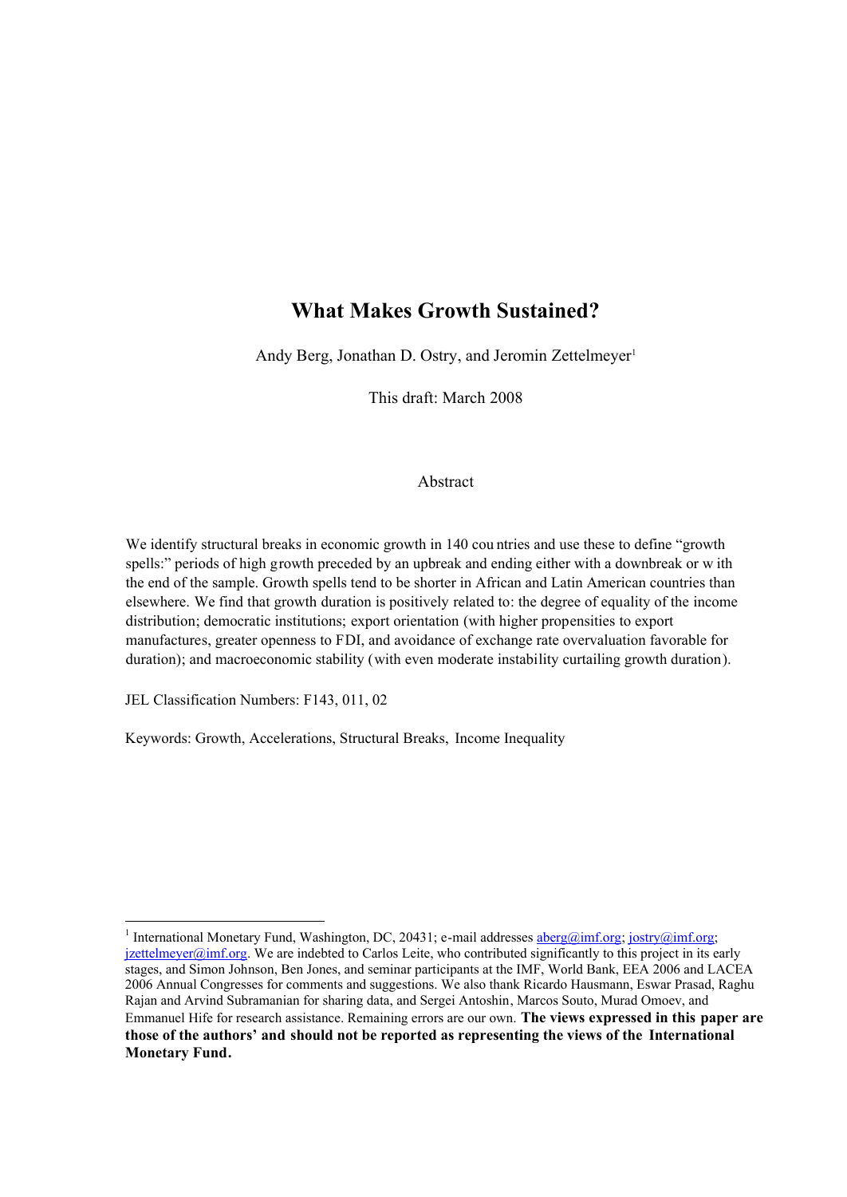# What Makes Growth Sustained?

Andy Berg, Jonathan D. Ostry, and Jeromin Zettelmeyer[1]

This draft: March 2008

## Abstract

We identify structural breaks in economic growth in 140 countries and use these to define "growth spells:" periods of high growth preceded by an upbreak and ending either with a downbreak or with the end of the sample. Growth spells tend to be shorter in African and Latin American countries than elsewhere. We find that growth duration is positively related to: the degree of equality of the income distribution; democratic institutions; export orientation (with higher propensities to export manufactures, greater openness to FDI, and avoidance of exchange rate overvaluation favorable for duration); and macroeconomic stability (with even moderate instability curtailing growth duration).

JEL Classification Numbers: F143, 011, 02

Keywords: Growth, Accelerations, Structural Breaks, Income Inequality

---

[1] International Monetary Fund, Washington, DC, 20431; e-mail addresses aberg@imf.org; jostry@imf.org; jzettelmeyer@imf.org. We are indebted to Carlos Leite, who contributed significantly to this project in its early stages, and Simon Johnson, Ben Jones, and seminar participants at the IMF, World Bank, EEA 2006 and LACEA 2006 Annual Congresses for comments and suggestions. We also thank Ricardo Hausmann, Eswar Prasad, Raghu Rajan and Arvind Subramanian for sharing data, and Sergei Antoshin, Marcos Souto, Murad Omoev, and Emmanuel Hife for research assistance. Remaining errors are our own. **The views expressed in this paper are those of the authors' and should not be reported as representing the views of the International Monetary Fund.**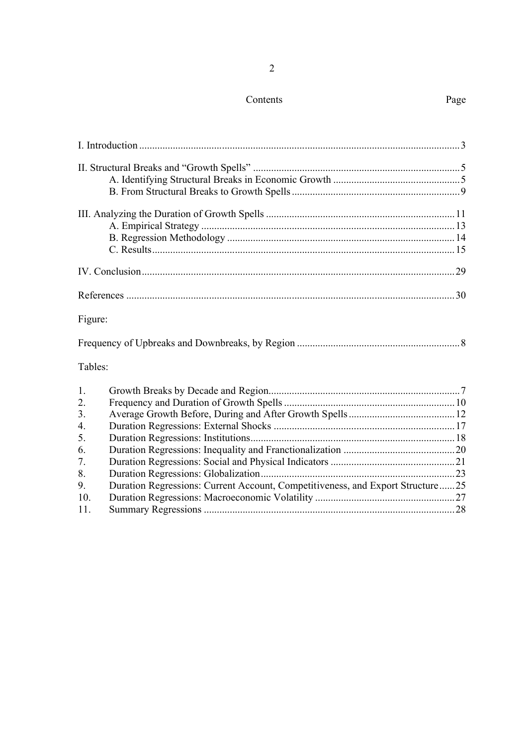## Contents

| | Page |
|---|---|
| I. Introduction | 3 |
| II. Structural Breaks and "Growth Spells" | 5 |
| A. Identifying Structural Breaks in Economic Growth | 5 |
| B. From Structural Breaks to Growth Spells | 9 |
| III. Analyzing the Duration of Growth Spells | 11 |
| A. Empirical Strategy | 13 |
| B. Regression Methodology | 14 |
| C. Results | 15 |
| IV. Conclusion | 29 |
| References | 30 |

Figure:

| | |
|---|---|
| Frequency of Upbreaks and Downbreaks, by Region | 8 |

Tables:

| | | |
|---|---|---|
| 1. | Growth Breaks by Decade and Region | 7 |
| 2. | Frequency and Duration of Growth Spells | 10 |
| 3. | Average Growth Before, During and After Growth Spells | 12 |
| 4. | Duration Regressions: External Shocks | 17 |
| 5. | Duration Regressions: Institutions | 18 |
| 6. | Duration Regressions: Inequality and Franctionalization | 20 |
| 7. | Duration Regressions: Social and Physical Indicators | 21 |
| 8. | Duration Regressions: Globalization | 23 |
| 9. | Duration Regressions: Current Account, Competitiveness, and Export Structure | 25 |
| 10. | Duration Regressions: Macroeconomic Volatility | 27 |
| 11. | Summary Regressions | 28 |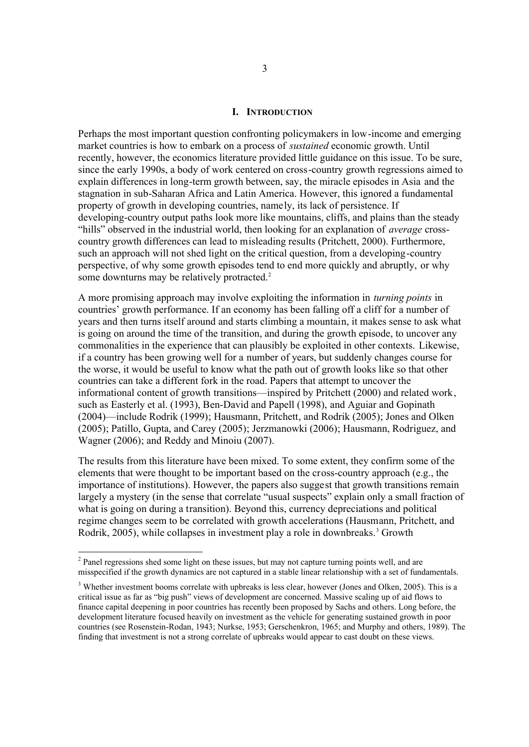## I. INTRODUCTION

Perhaps the most important question confronting policymakers in low-income and emerging market countries is how to embark on a process of *sustained* economic growth. Until recently, however, the economics literature provided little guidance on this issue. To be sure, since the early 1990s, a body of work centered on cross-country growth regressions aimed to explain differences in long-term growth between, say, the miracle episodes in Asia and the stagnation in sub-Saharan Africa and Latin America. However, this ignored a fundamental property of growth in developing countries, namely, its lack of persistence. If developing-country output paths look more like mountains, cliffs, and plains than the steady "hills" observed in the industrial world, then looking for an explanation of *average* cross-country growth differences can lead to misleading results (Pritchett, 2000). Furthermore, such an approach will not shed light on the critical question, from a developing-country perspective, of why some growth episodes tend to end more quickly and abruptly, or why some downturns may be relatively protracted.[2]

A more promising approach may involve exploiting the information in *turning points* in countries' growth performance. If an economy has been falling off a cliff for a number of years and then turns itself around and starts climbing a mountain, it makes sense to ask what is going on around the time of the transition, and during the growth episode, to uncover any commonalities in the experience that can plausibly be exploited in other contexts. Likewise, if a country has been growing well for a number of years, but suddenly changes course for the worse, it would be useful to know what the path out of growth looks like so that other countries can take a different fork in the road. Papers that attempt to uncover the informational content of growth transitions—inspired by Pritchett (2000) and related work, such as Easterly et al. (1993), Ben-David and Papell (1998), and Aguiar and Gopinath (2004)—include Rodrik (1999); Hausmann, Pritchett, and Rodrik (2005); Jones and Olken (2005); Patillo, Gupta, and Carey (2005); Jerzmanowki (2006); Hausmann, Rodriguez, and Wagner (2006); and Reddy and Minoiu (2007).

The results from this literature have been mixed. To some extent, they confirm some of the elements that were thought to be important based on the cross-country approach (e.g., the importance of institutions). However, the papers also suggest that growth transitions remain largely a mystery (in the sense that correlate "usual suspects" explain only a small fraction of what is going on during a transition). Beyond this, currency depreciations and political regime changes seem to be correlated with growth accelerations (Hausmann, Pritchett, and Rodrik, 2005), while collapses in investment play a role in downbreaks.[3] Growth

---

[2] Panel regressions shed some light on these issues, but may not capture turning points well, and are misspecified if the growth dynamics are not captured in a stable linear relationship with a set of fundamentals.

[3] Whether investment booms correlate with upbreaks is less clear, however (Jones and Olken, 2005). This is a critical issue as far as "big push" views of development are concerned. Massive scaling up of aid flows to finance capital deepening in poor countries has recently been proposed by Sachs and others. Long before, the development literature focused heavily on investment as the vehicle for generating sustained growth in poor countries (see Rosenstein-Rodan, 1943; Nurkse, 1953; Gerschenkron, 1965; and Murphy and others, 1989). The finding that investment is not a strong correlate of upbreaks would appear to cast doubt on these views.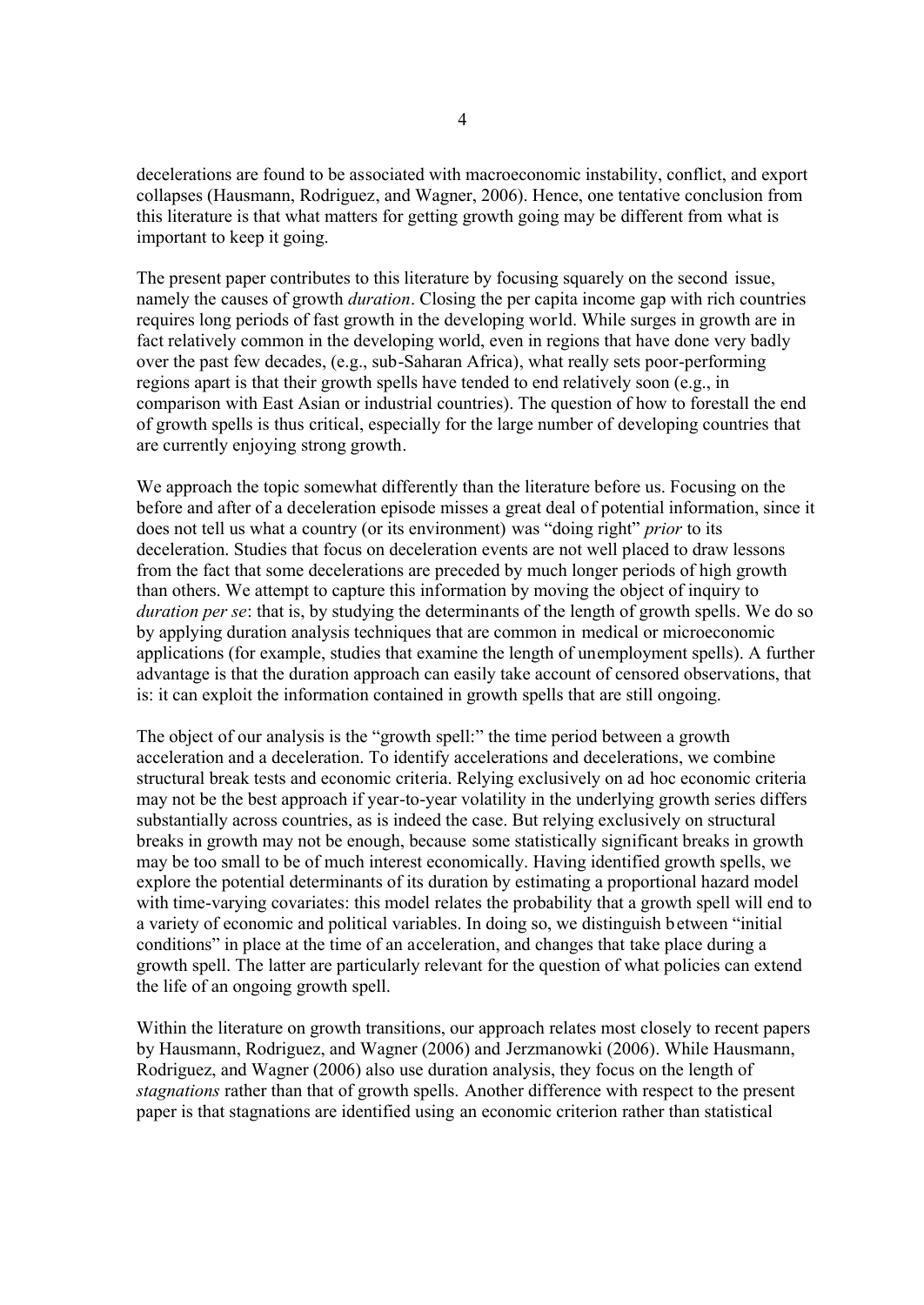decelerations are found to be associated with macroeconomic instability, conflict, and export collapses (Hausmann, Rodriguez, and Wagner, 2006). Hence, one tentative conclusion from this literature is that what matters for getting growth going may be different from what is important to keep it going.

The present paper contributes to this literature by focusing squarely on the second issue, namely the causes of growth *duration*. Closing the per capita income gap with rich countries requires long periods of fast growth in the developing world. While surges in growth are in fact relatively common in the developing world, even in regions that have done very badly over the past few decades, (e.g., sub-Saharan Africa), what really sets poor-performing regions apart is that their growth spells have tended to end relatively soon (e.g., in comparison with East Asian or industrial countries). The question of how to forestall the end of growth spells is thus critical, especially for the large number of developing countries that are currently enjoying strong growth.

We approach the topic somewhat differently than the literature before us. Focusing on the before and after of a deceleration episode misses a great deal of potential information, since it does not tell us what a country (or its environment) was "doing right" *prior* to its deceleration. Studies that focus on deceleration events are not well placed to draw lessons from the fact that some decelerations are preceded by much longer periods of high growth than others. We attempt to capture this information by moving the object of inquiry to *duration per se*: that is, by studying the determinants of the length of growth spells. We do so by applying duration analysis techniques that are common in medical or microeconomic applications (for example, studies that examine the length of unemployment spells). A further advantage is that the duration approach can easily take account of censored observations, that is: it can exploit the information contained in growth spells that are still ongoing.

The object of our analysis is the "growth spell:" the time period between a growth acceleration and a deceleration. To identify accelerations and decelerations, we combine structural break tests and economic criteria. Relying exclusively on ad hoc economic criteria may not be the best approach if year-to-year volatility in the underlying growth series differs substantially across countries, as is indeed the case. But relying exclusively on structural breaks in growth may not be enough, because some statistically significant breaks in growth may be too small to be of much interest economically. Having identified growth spells, we explore the potential determinants of its duration by estimating a proportional hazard model with time-varying covariates: this model relates the probability that a growth spell will end to a variety of economic and political variables. In doing so, we distinguish between "initial conditions" in place at the time of an acceleration, and changes that take place during a growth spell. The latter are particularly relevant for the question of what policies can extend the life of an ongoing growth spell.

Within the literature on growth transitions, our approach relates most closely to recent papers by Hausmann, Rodriguez, and Wagner (2006) and Jerzmanowki (2006). While Hausmann, Rodriguez, and Wagner (2006) also use duration analysis, they focus on the length of *stagnations* rather than that of growth spells. Another difference with respect to the present paper is that stagnations are identified using an economic criterion rather than statistical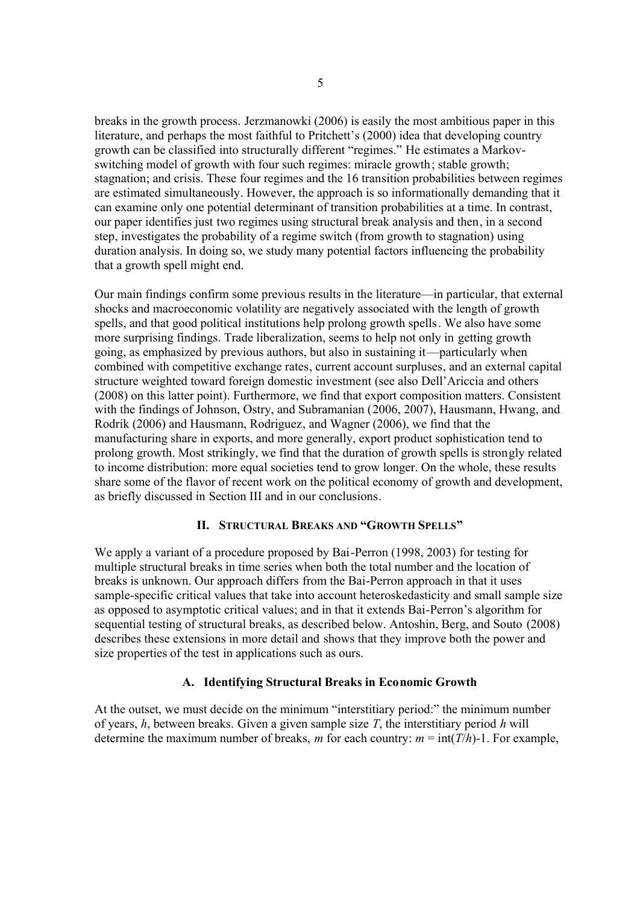breaks in the growth process. Jerzmanowki (2006) is easily the most ambitious paper in this literature, and perhaps the most faithful to Pritchett's (2000) idea that developing country growth can be classified into structurally different "regimes." He estimates a Markov-switching model of growth with four such regimes: miracle growth; stable growth; stagnation; and crisis. These four regimes and the 16 transition probabilities between regimes are estimated simultaneously. However, the approach is so informationally demanding that it can examine only one potential determinant of transition probabilities at a time. In contrast, our paper identifies just two regimes using structural break analysis and then, in a second step, investigates the probability of a regime switch (from growth to stagnation) using duration analysis. In doing so, we study many potential factors influencing the probability that a growth spell might end.

Our main findings confirm some previous results in the literature—in particular, that external shocks and macroeconomic volatility are negatively associated with the length of growth spells, and that good political institutions help prolong growth spells. We also have some more surprising findings. Trade liberalization, seems to help not only in getting growth going, as emphasized by previous authors, but also in sustaining it—particularly when combined with competitive exchange rates, current account surpluses, and an external capital structure weighted toward foreign domestic investment (see also Dell'Ariccia and others (2008) on this latter point). Furthermore, we find that export composition matters. Consistent with the findings of Johnson, Ostry, and Subramanian (2006, 2007), Hausmann, Hwang, and Rodrik (2006) and Hausmann, Rodriguez, and Wagner (2006), we find that the manufacturing share in exports, and more generally, export product sophistication tend to prolong growth. Most strikingly, we find that the duration of growth spells is strongly related to income distribution: more equal societies tend to grow longer. On the whole, these results share some of the flavor of recent work on the political economy of growth and development, as briefly discussed in Section III and in our conclusions.

## II. Structural Breaks and "Growth Spells"

We apply a variant of a procedure proposed by Bai-Perron (1998, 2003) for testing for multiple structural breaks in time series when both the total number and the location of breaks is unknown. Our approach differs from the Bai-Perron approach in that it uses sample-specific critical values that take into account heteroskedasticity and small sample size as opposed to asymptotic critical values; and in that it extends Bai-Perron's algorithm for sequential testing of structural breaks, as described below. Antoshin, Berg, and Souto (2008) describes these extensions in more detail and shows that they improve both the power and size properties of the test in applications such as ours.

### A. Identifying Structural Breaks in Economic Growth

At the outset, we must decide on the minimum "interstitiary period:" the minimum number of years, $h$, between breaks. Given a given sample size $T$, the interstitiary period $h$ will determine the maximum number of breaks, $m$ for each country: $m = \text{int}(T/h)\text{-}1$. For example,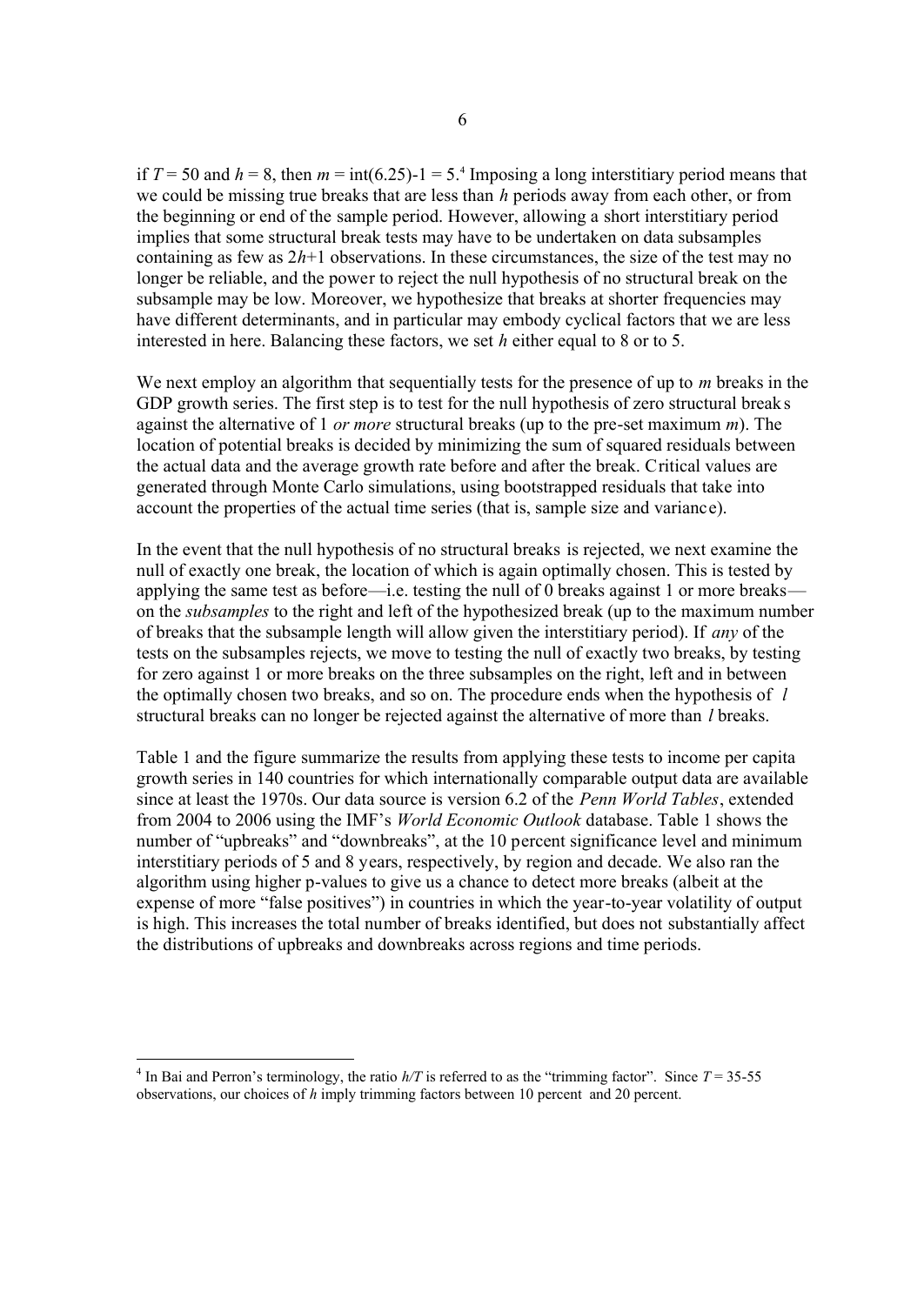if $T = 50$ and $h = 8$, then $m = \text{int}(6.25)-1 = 5$.[4] Imposing a long interstitiary period means that we could be missing true breaks that are less than $h$ periods away from each other, or from the beginning or end of the sample period. However, allowing a short interstitiary period implies that some structural break tests may have to be undertaken on data subsamples containing as few as $2h+1$ observations. In these circumstances, the size of the test may no longer be reliable, and the power to reject the null hypothesis of no structural break on the subsample may be low. Moreover, we hypothesize that breaks at shorter frequencies may have different determinants, and in particular may embody cyclical factors that we are less interested in here. Balancing these factors, we set $h$ either equal to 8 or to 5.

We next employ an algorithm that sequentially tests for the presence of up to $m$ breaks in the GDP growth series. The first step is to test for the null hypothesis of zero structural breaks against the alternative of 1 *or more* structural breaks (up to the pre-set maximum $m$). The location of potential breaks is decided by minimizing the sum of squared residuals between the actual data and the average growth rate before and after the break. Critical values are generated through Monte Carlo simulations, using bootstrapped residuals that take into account the properties of the actual time series (that is, sample size and variance).

In the event that the null hypothesis of no structural breaks is rejected, we next examine the null of exactly one break, the location of which is again optimally chosen. This is tested by applying the same test as before—i.e. testing the null of 0 breaks against 1 or more breaks—on the *subsamples* to the right and left of the hypothesized break (up to the maximum number of breaks that the subsample length will allow given the interstitiary period). If *any* of the tests on the subsamples rejects, we move to testing the null of exactly two breaks, by testing for zero against 1 or more breaks on the three subsamples on the right, left and in between the optimally chosen two breaks, and so on. The procedure ends when the hypothesis of $l$ structural breaks can no longer be rejected against the alternative of more than $l$ breaks.

Table 1 and the figure summarize the results from applying these tests to income per capita growth series in 140 countries for which internationally comparable output data are available since at least the 1970s. Our data source is version 6.2 of the *Penn World Tables*, extended from 2004 to 2006 using the IMF's *World Economic Outlook* database. Table 1 shows the number of "upbreaks" and "downbreaks", at the 10 percent significance level and minimum interstitiary periods of 5 and 8 years, respectively, by region and decade. We also ran the algorithm using higher p-values to give us a chance to detect more breaks (albeit at the expense of more "false positives") in countries in which the year-to-year volatility of output is high. This increases the total number of breaks identified, but does not substantially affect the distributions of upbreaks and downbreaks across regions and time periods.

[4] In Bai and Perron's terminology, the ratio $h/T$ is referred to as the "trimming factor". Since $T = 35$-$55$ observations, our choices of $h$ imply trimming factors between 10 percent and 20 percent.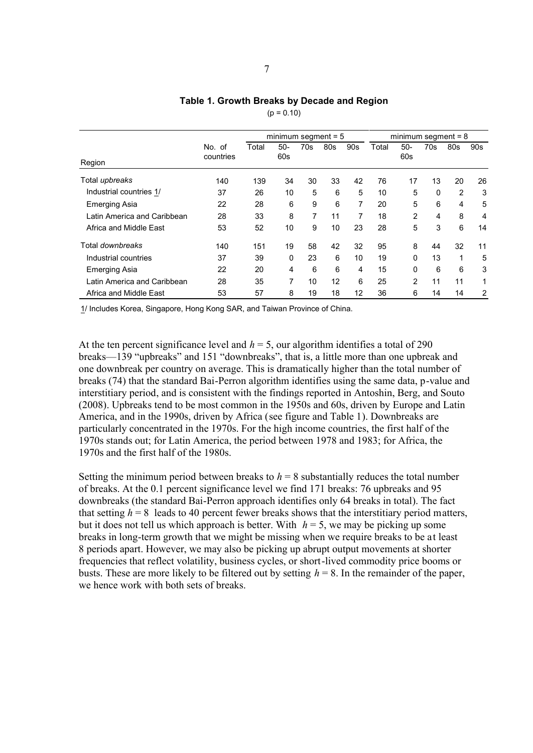**Table 1. Growth Breaks by Decade and Region**

(p = 0.10)

| Region | No. of countries | minimum segment = 5 | | | | | minimum segment = 8 | | | | |
|---|---|---|---|---|---|---|---|---|---|---|---|
| | | Total | 50-60s | 70s | 80s | 90s | Total | 50-60s | 70s | 80s | 90s |
| Total *upbreaks* | 140 | 139 | 34 | 30 | 33 | 42 | 76 | 17 | 13 | 20 | 26 |
| Industrial countries 1/ | 37 | 26 | 10 | 5 | 6 | 5 | 10 | 5 | 0 | 2 | 3 |
| Emerging Asia | 22 | 28 | 6 | 9 | 6 | 7 | 20 | 5 | 6 | 4 | 5 |
| Latin America and Caribbean | 28 | 33 | 8 | 7 | 11 | 7 | 18 | 2 | 4 | 8 | 4 |
| Africa and Middle East | 53 | 52 | 10 | 9 | 10 | 23 | 28 | 5 | 3 | 6 | 14 |
| Total *downbreaks* | 140 | 151 | 19 | 58 | 42 | 32 | 95 | 8 | 44 | 32 | 11 |
| Industrial countries | 37 | 39 | 0 | 23 | 6 | 10 | 19 | 0 | 13 | 1 | 5 |
| Emerging Asia | 22 | 20 | 4 | 6 | 6 | 4 | 15 | 0 | 6 | 6 | 3 |
| Latin America and Caribbean | 28 | 35 | 7 | 10 | 12 | 6 | 25 | 2 | 11 | 11 | 1 |
| Africa and Middle East | 53 | 57 | 8 | 19 | 18 | 12 | 36 | 6 | 14 | 14 | 2 |

1/ Includes Korea, Singapore, Hong Kong SAR, and Taiwan Province of China.

At the ten percent significance level and $h = 5$, our algorithm identifies a total of 290 breaks—139 "upbreaks" and 151 "downbreaks", that is, a little more than one upbreak and one downbreak per country on average. This is dramatically higher than the total number of breaks (74) that the standard Bai-Perron algorithm identifies using the same data, p-value and interstitiary period, and is consistent with the findings reported in Antoshin, Berg, and Souto (2008). Upbreaks tend to be most common in the 1950s and 60s, driven by Europe and Latin America, and in the 1990s, driven by Africa (see figure and Table 1). Downbreaks are particularly concentrated in the 1970s. For the high income countries, the first half of the 1970s stands out; for Latin America, the period between 1978 and 1983; for Africa, the 1970s and the first half of the 1980s.

Setting the minimum period between breaks to $h = 8$ substantially reduces the total number of breaks. At the 0.1 percent significance level we find 171 breaks: 76 upbreaks and 95 downbreaks (the standard Bai-Perron approach identifies only 64 breaks in total). The fact that setting $h = 8$ leads to 40 percent fewer breaks shows that the interstitiary period matters, but it does not tell us which approach is better. With $h = 5$, we may be picking up some breaks in long-term growth that we might be missing when we require breaks to be at least 8 periods apart. However, we may also be picking up abrupt output movements at shorter frequencies that reflect volatility, business cycles, or short-lived commodity price booms or busts. These are more likely to be filtered out by setting $h = 8$. In the remainder of the paper, we hence work with both sets of breaks.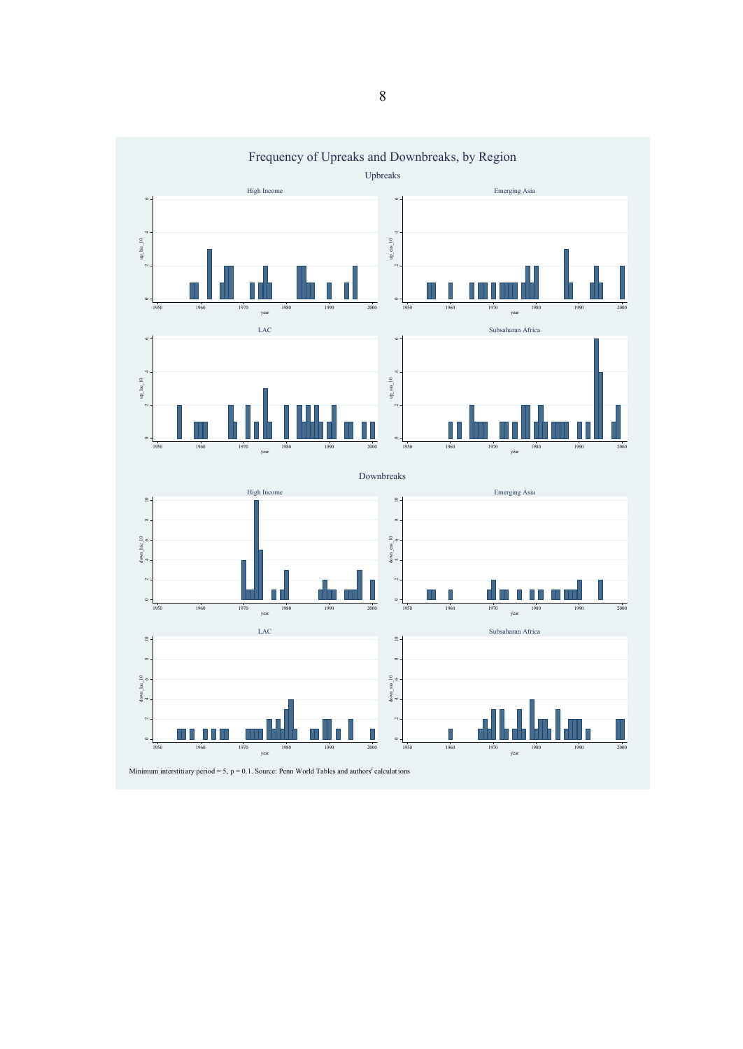## Frequency of Upreaks and Downbreaks, by Region

### Upbreaks

High Income | Emerging Asia | LAC | Subsaharan Africa

### Downbreaks

High Income | Emerging Asia | LAC | Subsaharan Africa

Minimum interstitiary period = 5, p = 0.1. Source: Penn World Tables and authors' calculations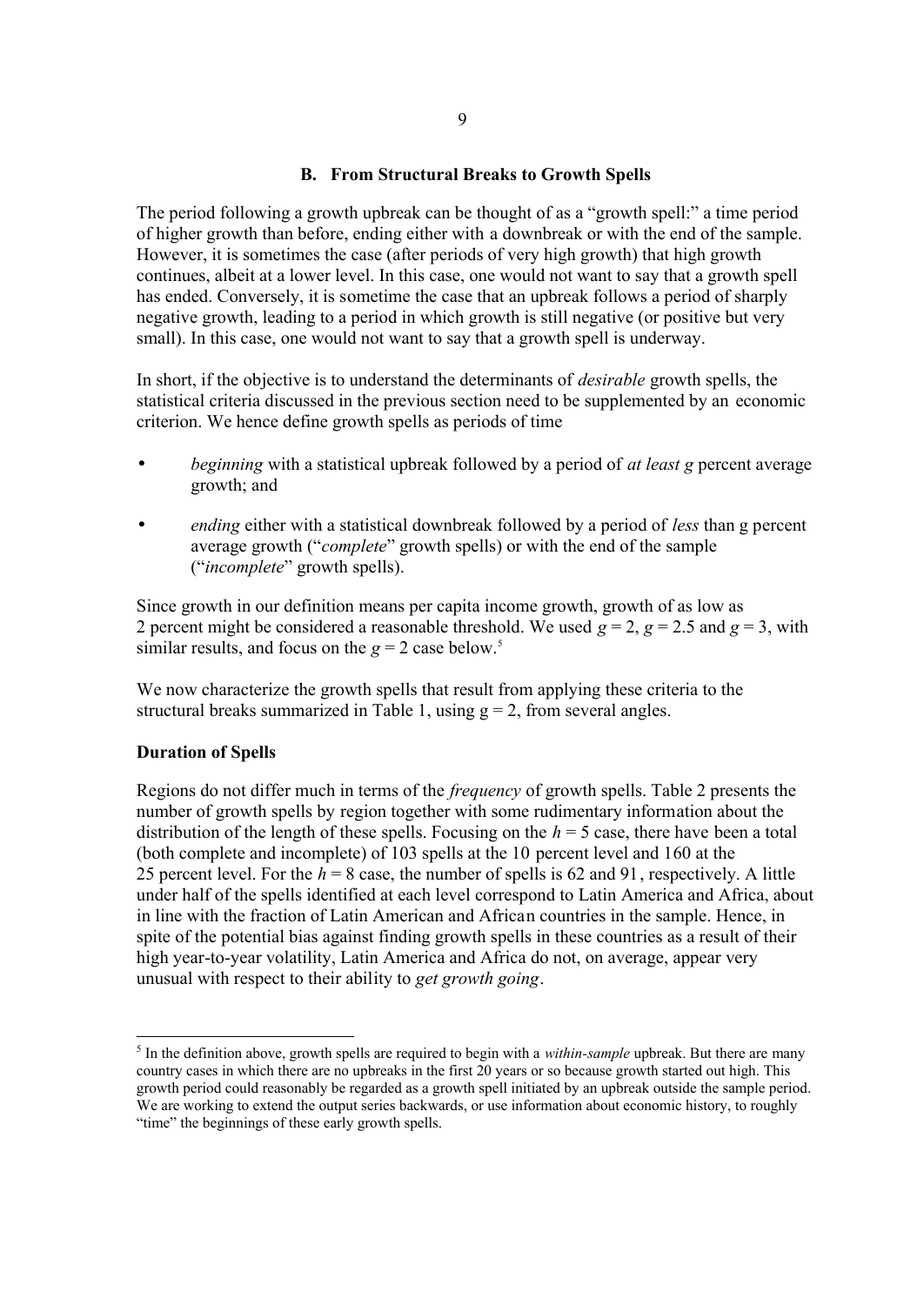### B. From Structural Breaks to Growth Spells

The period following a growth upbreak can be thought of as a "growth spell:" a time period of higher growth than before, ending either with a downbreak or with the end of the sample. However, it is sometimes the case (after periods of very high growth) that high growth continues, albeit at a lower level. In this case, one would not want to say that a growth spell has ended. Conversely, it is sometime the case that an upbreak follows a period of sharply negative growth, leading to a period in which growth is still negative (or positive but very small). In this case, one would not want to say that a growth spell is underway.

In short, if the objective is to understand the determinants of *desirable* growth spells, the statistical criteria discussed in the previous section need to be supplemented by an economic criterion. We hence define growth spells as periods of time

- *beginning* with a statistical upbreak followed by a period of *at least g* percent average growth; and
- *ending* either with a statistical downbreak followed by a period of *less* than g percent average growth ("*complete*" growth spells) or with the end of the sample ("*incomplete*" growth spells).

Since growth in our definition means per capita income growth, growth of as low as 2 percent might be considered a reasonable threshold. We used $g = 2$, $g = 2.5$ and $g = 3$, with similar results, and focus on the $g = 2$ case below.[5]

We now characterize the growth spells that result from applying these criteria to the structural breaks summarized in Table 1, using $g = 2$, from several angles.

**Duration of Spells**

Regions do not differ much in terms of the *frequency* of growth spells. Table 2 presents the number of growth spells by region together with some rudimentary information about the distribution of the length of these spells. Focusing on the $h = 5$ case, there have been a total (both complete and incomplete) of 103 spells at the 10 percent level and 160 at the 25 percent level. For the $h = 8$ case, the number of spells is 62 and 91, respectively. A little under half of the spells identified at each level correspond to Latin America and Africa, about in line with the fraction of Latin American and African countries in the sample. Hence, in spite of the potential bias against finding growth spells in these countries as a result of their high year-to-year volatility, Latin America and Africa do not, on average, appear very unusual with respect to their ability to *get growth going*.

[5] In the definition above, growth spells are required to begin with a *within-sample* upbreak. But there are many country cases in which there are no upbreaks in the first 20 years or so because growth started out high. This growth period could reasonably be regarded as a growth spell initiated by an upbreak outside the sample period. We are working to extend the output series backwards, or use information about economic history, to roughly "time" the beginnings of these early growth spells.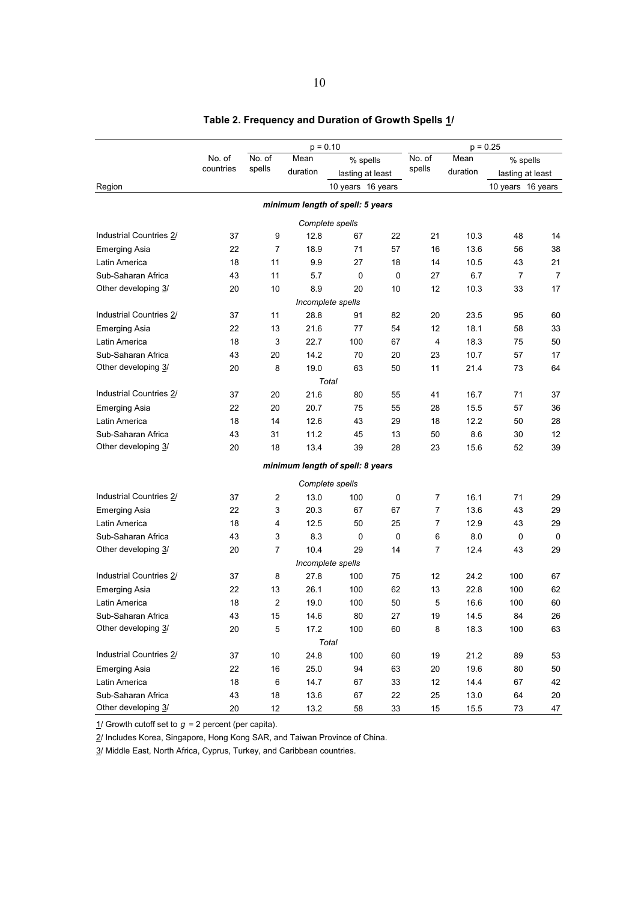**Table 2. Frequency and Duration of Growth Spells 1/**

| Region | No. of countries | p = 0.10 | | | | p = 0.25 | | | |
|---|---|---|---|---|---|---|---|---|---|
| | | No. of spells | Mean duration | % spells lasting at least | | No. of spells | Mean duration | % spells lasting at least | |
| | | | | 10 years | 16 years | | | 10 years | 16 years |
| ***minimum length of spell: 5 years*** | | | | | | | | | |
| *Complete spells* | | | | | | | | | |
| Industrial Countries 2/ | 37 | 9 | 12.8 | 67 | 22 | 21 | 10.3 | 48 | 14 |
| Emerging Asia | 22 | 7 | 18.9 | 71 | 57 | 16 | 13.6 | 56 | 38 |
| Latin America | 18 | 11 | 9.9 | 27 | 18 | 14 | 10.5 | 43 | 21 |
| Sub-Saharan Africa | 43 | 11 | 5.7 | 0 | 0 | 27 | 6.7 | 7 | 7 |
| Other developing 3/ | 20 | 10 | 8.9 | 20 | 10 | 12 | 10.3 | 33 | 17 |
| *Incomplete spells* | | | | | | | | | |
| Industrial Countries 2/ | 37 | 11 | 28.8 | 91 | 82 | 20 | 23.5 | 95 | 60 |
| Emerging Asia | 22 | 13 | 21.6 | 77 | 54 | 12 | 18.1 | 58 | 33 |
| Latin America | 18 | 3 | 22.7 | 100 | 67 | 4 | 18.3 | 75 | 50 |
| Sub-Saharan Africa | 43 | 20 | 14.2 | 70 | 20 | 23 | 10.7 | 57 | 17 |
| Other developing 3/ | 20 | 8 | 19.0 | 63 | 50 | 11 | 21.4 | 73 | 64 |
| *Total* | | | | | | | | | |
| Industrial Countries 2/ | 37 | 20 | 21.6 | 80 | 55 | 41 | 16.7 | 71 | 37 |
| Emerging Asia | 22 | 20 | 20.7 | 75 | 55 | 28 | 15.5 | 57 | 36 |
| Latin America | 18 | 14 | 12.6 | 43 | 29 | 18 | 12.2 | 50 | 28 |
| Sub-Saharan Africa | 43 | 31 | 11.2 | 45 | 13 | 50 | 8.6 | 30 | 12 |
| Other developing 3/ | 20 | 18 | 13.4 | 39 | 28 | 23 | 15.6 | 52 | 39 |
| ***minimum length of spell: 8 years*** | | | | | | | | | |
| *Complete spells* | | | | | | | | | |
| Industrial Countries 2/ | 37 | 2 | 13.0 | 100 | 0 | 7 | 16.1 | 71 | 29 |
| Emerging Asia | 22 | 3 | 20.3 | 67 | 67 | 7 | 13.6 | 43 | 29 |
| Latin America | 18 | 4 | 12.5 | 50 | 25 | 7 | 12.9 | 43 | 29 |
| Sub-Saharan Africa | 43 | 3 | 8.3 | 0 | 0 | 6 | 8.0 | 0 | 0 |
| Other developing 3/ | 20 | 7 | 10.4 | 29 | 14 | 7 | 12.4 | 43 | 29 |
| *Incomplete spells* | | | | | | | | | |
| Industrial Countries 2/ | 37 | 8 | 27.8 | 100 | 75 | 12 | 24.2 | 100 | 67 |
| Emerging Asia | 22 | 13 | 26.1 | 100 | 62 | 13 | 22.8 | 100 | 62 |
| Latin America | 18 | 2 | 19.0 | 100 | 50 | 5 | 16.6 | 100 | 60 |
| Sub-Saharan Africa | 43 | 15 | 14.6 | 80 | 27 | 19 | 14.5 | 84 | 26 |
| Other developing 3/ | 20 | 5 | 17.2 | 100 | 60 | 8 | 18.3 | 100 | 63 |
| *Total* | | | | | | | | | |
| Industrial Countries 2/ | 37 | 10 | 24.8 | 100 | 60 | 19 | 21.2 | 89 | 53 |
| Emerging Asia | 22 | 16 | 25.0 | 94 | 63 | 20 | 19.6 | 80 | 50 |
| Latin America | 18 | 6 | 14.7 | 67 | 33 | 12 | 14.4 | 67 | 42 |
| Sub-Saharan Africa | 43 | 18 | 13.6 | 67 | 22 | 25 | 13.0 | 64 | 20 |
| Other developing 3/ | 20 | 12 | 13.2 | 58 | 33 | 15 | 15.5 | 73 | 47 |

1/ Growth cutoff set to $g$ = 2 percent (per capita).

2/ Includes Korea, Singapore, Hong Kong SAR, and Taiwan Province of China.

3/ Middle East, North Africa, Cyprus, Turkey, and Caribbean countries.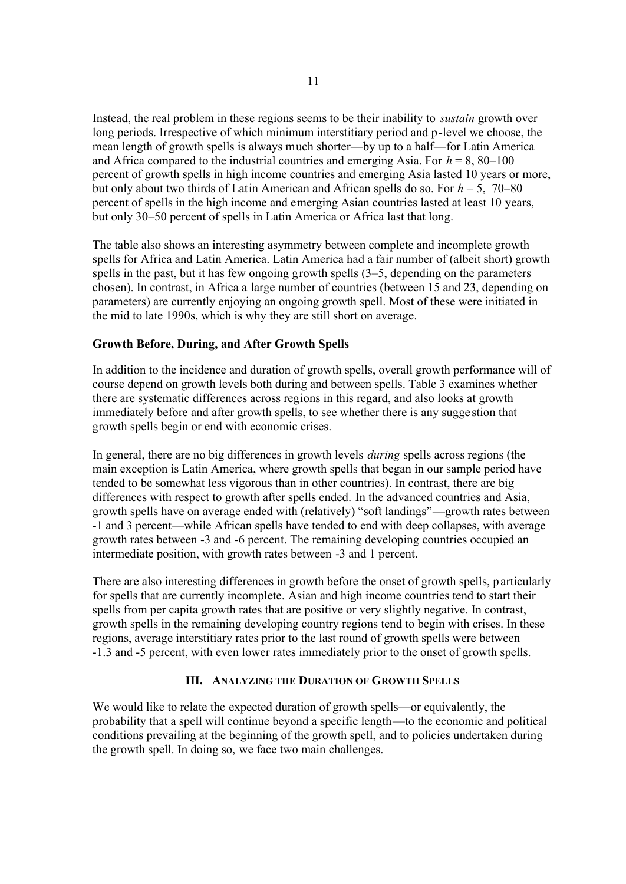Instead, the real problem in these regions seems to be their inability to *sustain* growth over long periods. Irrespective of which minimum interstitiary period and p-level we choose, the mean length of growth spells is always much shorter—by up to a half—for Latin America and Africa compared to the industrial countries and emerging Asia. For $h = 8$, 80–100 percent of growth spells in high income countries and emerging Asia lasted 10 years or more, but only about two thirds of Latin American and African spells do so. For $h = 5$, 70–80 percent of spells in the high income and emerging Asian countries lasted at least 10 years, but only 30–50 percent of spells in Latin America or Africa last that long.

The table also shows an interesting asymmetry between complete and incomplete growth spells for Africa and Latin America. Latin America had a fair number of (albeit short) growth spells in the past, but it has few ongoing growth spells (3–5, depending on the parameters chosen). In contrast, in Africa a large number of countries (between 15 and 23, depending on parameters) are currently enjoying an ongoing growth spell. Most of these were initiated in the mid to late 1990s, which is why they are still short on average.

**Growth Before, During, and After Growth Spells**

In addition to the incidence and duration of growth spells, overall growth performance will of course depend on growth levels both during and between spells. Table 3 examines whether there are systematic differences across regions in this regard, and also looks at growth immediately before and after growth spells, to see whether there is any suggestion that growth spells begin or end with economic crises.

In general, there are no big differences in growth levels *during* spells across regions (the main exception is Latin America, where growth spells that began in our sample period have tended to be somewhat less vigorous than in other countries). In contrast, there are big differences with respect to growth after spells ended. In the advanced countries and Asia, growth spells have on average ended with (relatively) "soft landings"—growth rates between -1 and 3 percent—while African spells have tended to end with deep collapses, with average growth rates between -3 and -6 percent. The remaining developing countries occupied an intermediate position, with growth rates between -3 and 1 percent.

There are also interesting differences in growth before the onset of growth spells, particularly for spells that are currently incomplete. Asian and high income countries tend to start their spells from per capita growth rates that are positive or very slightly negative. In contrast, growth spells in the remaining developing country regions tend to begin with crises. In these regions, average interstitiary rates prior to the last round of growth spells were between -1.3 and -5 percent, with even lower rates immediately prior to the onset of growth spells.

## III. Analyzing the Duration of Growth Spells

We would like to relate the expected duration of growth spells—or equivalently, the probability that a spell will continue beyond a specific length—to the economic and political conditions prevailing at the beginning of the growth spell, and to policies undertaken during the growth spell. In doing so, we face two main challenges.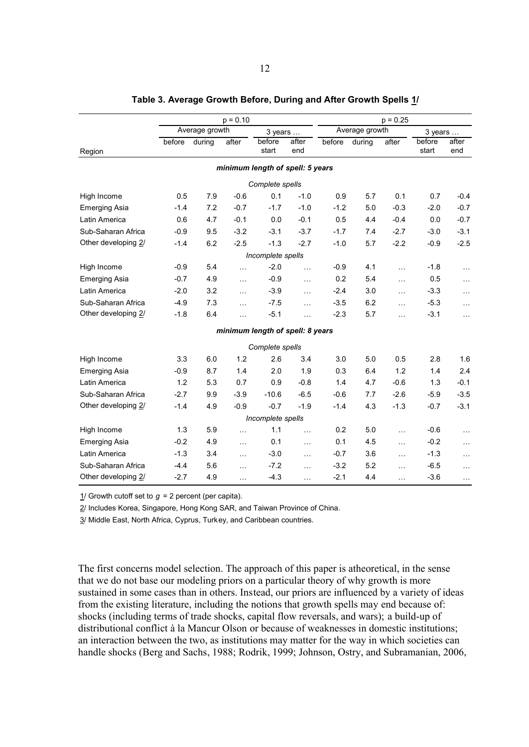**Table 3. Average Growth Before, During and After Growth Spells 1/**

| | p = 0.10 | | | | | p = 0.25 | | | | |
|---|---|---|---|---|---|---|---|---|---|---|
| | Average growth | | | 3 years … | | Average growth | | | 3 years … | |
| Region | before | during | after | before start | after end | before | during | after | before start | after end |
| *minimum length of spell: 5 years* | | | | | | | | | | |
| *Complete spells* | | | | | | | | | | |
| High Income | 0.5 | 7.9 | -0.6 | 0.1 | -1.0 | 0.9 | 5.7 | 0.1 | 0.7 | -0.4 |
| Emerging Asia | -1.4 | 7.2 | -0.7 | -1.7 | -1.0 | -1.2 | 5.0 | -0.3 | -2.0 | -0.7 |
| Latin America | 0.6 | 4.7 | -0.1 | 0.0 | -0.1 | 0.5 | 4.4 | -0.4 | 0.0 | -0.7 |
| Sub-Saharan Africa | -0.9 | 9.5 | -3.2 | -3.1 | -3.7 | -1.7 | 7.4 | -2.7 | -3.0 | -3.1 |
| Other developing 2/ | -1.4 | 6.2 | -2.5 | -1.3 | -2.7 | -1.0 | 5.7 | -2.2 | -0.9 | -2.5 |
| *Incomplete spells* | | | | | | | | | | |
| High Income | -0.9 | 5.4 | … | -2.0 | … | -0.9 | 4.1 | … | -1.8 | … |
| Emerging Asia | -0.7 | 4.9 | … | -0.9 | … | 0.2 | 5.4 | … | 0.5 | … |
| Latin America | -2.0 | 3.2 | … | -3.9 | … | -2.4 | 3.0 | … | -3.3 | … |
| Sub-Saharan Africa | -4.9 | 7.3 | … | -7.5 | … | -3.5 | 6.2 | … | -5.3 | … |
| Other developing 2/ | -1.8 | 6.4 | … | -5.1 | … | -2.3 | 5.7 | … | -3.1 | … |
| *minimum length of spell: 8 years* | | | | | | | | | | |
| *Complete spells* | | | | | | | | | | |
| High Income | 3.3 | 6.0 | 1.2 | 2.6 | 3.4 | 3.0 | 5.0 | 0.5 | 2.8 | 1.6 |
| Emerging Asia | -0.9 | 8.7 | 1.4 | 2.0 | 1.9 | 0.3 | 6.4 | 1.2 | 1.4 | 2.4 |
| Latin America | 1.2 | 5.3 | 0.7 | 0.9 | -0.8 | 1.4 | 4.7 | -0.6 | 1.3 | -0.1 |
| Sub-Saharan Africa | -2.7 | 9.9 | -3.9 | -10.6 | -6.5 | -0.6 | 7.7 | -2.6 | -5.9 | -3.5 |
| Other developing 2/ | -1.4 | 4.9 | -0.9 | -0.7 | -1.9 | -1.4 | 4.3 | -1.3 | -0.7 | -3.1 |
| *Incomplete spells* | | | | | | | | | | |
| High Income | 1.3 | 5.9 | … | 1.1 | … | 0.2 | 5.0 | … | -0.6 | … |
| Emerging Asia | -0.2 | 4.9 | … | 0.1 | … | 0.1 | 4.5 | … | -0.2 | … |
| Latin America | -1.3 | 3.4 | … | -3.0 | … | -0.7 | 3.6 | … | -1.3 | … |
| Sub-Saharan Africa | -4.4 | 5.6 | … | -7.2 | … | -3.2 | 5.2 | … | -6.5 | … |
| Other developing 2/ | -2.7 | 4.9 | … | -4.3 | … | -2.1 | 4.4 | … | -3.6 | … |

1/ Growth cutoff set to $g$ = 2 percent (per capita).

2/ Includes Korea, Singapore, Hong Kong SAR, and Taiwan Province of China.

3/ Middle East, North Africa, Cyprus, Turkey, and Caribbean countries.

The first concerns model selection. The approach of this paper is atheoretical, in the sense that we do not base our modeling priors on a particular theory of why growth is more sustained in some cases than in others. Instead, our priors are influenced by a variety of ideas from the existing literature, including the notions that growth spells may end because of: shocks (including terms of trade shocks, capital flow reversals, and wars); a build-up of distributional conflict à la Mancur Olson or because of weaknesses in domestic institutions; an interaction between the two, as institutions may matter for the way in which societies can handle shocks (Berg and Sachs, 1988; Rodrik, 1999; Johnson, Ostry, and Subramanian, 2006,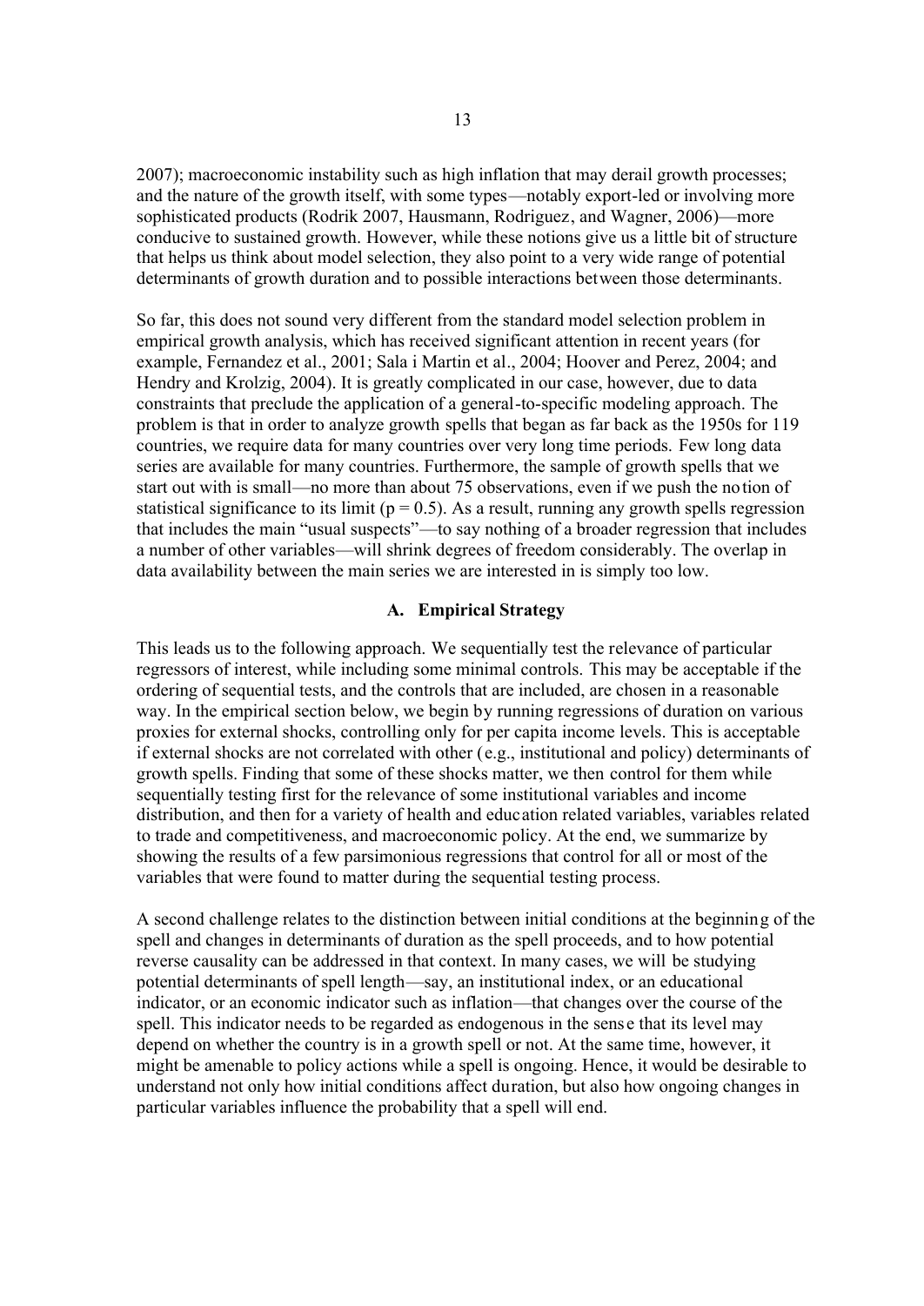2007); macroeconomic instability such as high inflation that may derail growth processes; and the nature of the growth itself, with some types—notably export-led or involving more sophisticated products (Rodrik 2007, Hausmann, Rodriguez, and Wagner, 2006)—more conducive to sustained growth. However, while these notions give us a little bit of structure that helps us think about model selection, they also point to a very wide range of potential determinants of growth duration and to possible interactions between those determinants.

So far, this does not sound very different from the standard model selection problem in empirical growth analysis, which has received significant attention in recent years (for example, Fernandez et al., 2001; Sala i Martin et al., 2004; Hoover and Perez, 2004; and Hendry and Krolzig, 2004). It is greatly complicated in our case, however, due to data constraints that preclude the application of a general-to-specific modeling approach. The problem is that in order to analyze growth spells that began as far back as the 1950s for 119 countries, we require data for many countries over very long time periods. Few long data series are available for many countries. Furthermore, the sample of growth spells that we start out with is small—no more than about 75 observations, even if we push the notion of statistical significance to its limit ($p = 0.5$). As a result, running any growth spells regression that includes the main "usual suspects"—to say nothing of a broader regression that includes a number of other variables—will shrink degrees of freedom considerably. The overlap in data availability between the main series we are interested in is simply too low.

### A. Empirical Strategy

This leads us to the following approach. We sequentially test the relevance of particular regressors of interest, while including some minimal controls. This may be acceptable if the ordering of sequential tests, and the controls that are included, are chosen in a reasonable way. In the empirical section below, we begin by running regressions of duration on various proxies for external shocks, controlling only for per capita income levels. This is acceptable if external shocks are not correlated with other (e.g., institutional and policy) determinants of growth spells. Finding that some of these shocks matter, we then control for them while sequentially testing first for the relevance of some institutional variables and income distribution, and then for a variety of health and education related variables, variables related to trade and competitiveness, and macroeconomic policy. At the end, we summarize by showing the results of a few parsimonious regressions that control for all or most of the variables that were found to matter during the sequential testing process.

A second challenge relates to the distinction between initial conditions at the beginning of the spell and changes in determinants of duration as the spell proceeds, and to how potential reverse causality can be addressed in that context. In many cases, we will be studying potential determinants of spell length—say, an institutional index, or an educational indicator, or an economic indicator such as inflation—that changes over the course of the spell. This indicator needs to be regarded as endogenous in the sense that its level may depend on whether the country is in a growth spell or not. At the same time, however, it might be amenable to policy actions while a spell is ongoing. Hence, it would be desirable to understand not only how initial conditions affect duration, but also how ongoing changes in particular variables influence the probability that a spell will end.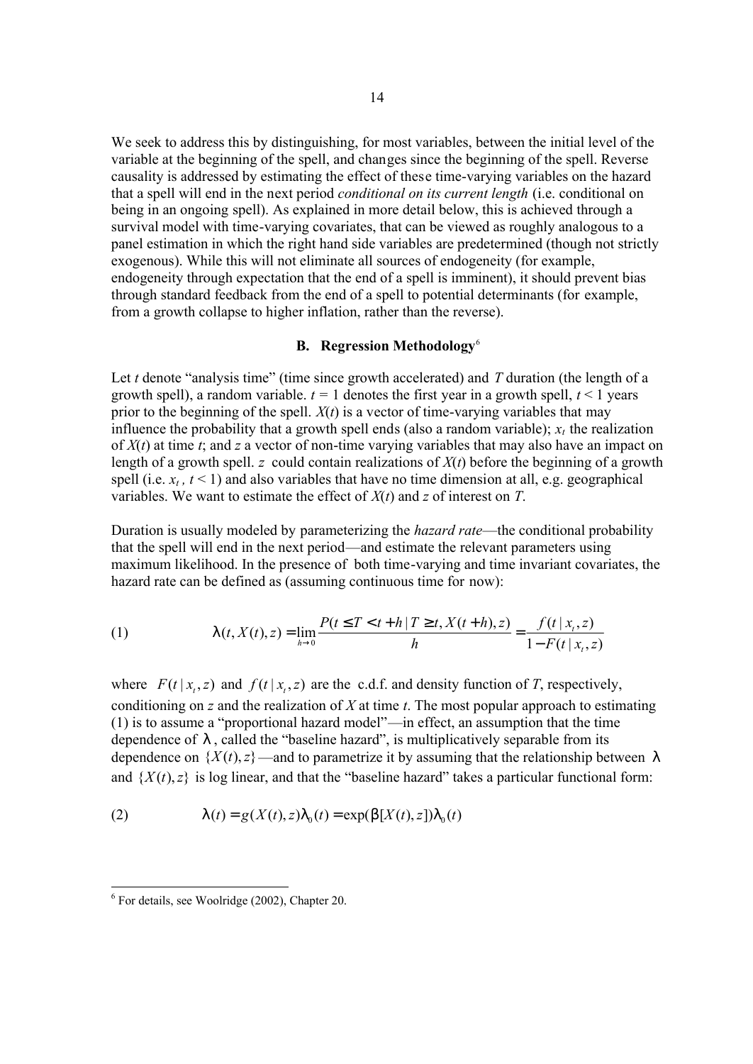We seek to address this by distinguishing, for most variables, between the initial level of the variable at the beginning of the spell, and changes since the beginning of the spell. Reverse causality is addressed by estimating the effect of these time-varying variables on the hazard that a spell will end in the next period *conditional on its current length* (i.e. conditional on being in an ongoing spell). As explained in more detail below, this is achieved through a survival model with time-varying covariates, that can be viewed as roughly analogous to a panel estimation in which the right hand side variables are predetermined (though not strictly exogenous). While this will not eliminate all sources of endogeneity (for example, endogeneity through expectation that the end of a spell is imminent), it should prevent bias through standard feedback from the end of a spell to potential determinants (for example, from a growth collapse to higher inflation, rather than the reverse).

### B. Regression Methodology[6]

Let $t$ denote "analysis time" (time since growth accelerated) and $T$ duration (the length of a growth spell), a random variable. $t = 1$ denotes the first year in a growth spell, $t < 1$ years prior to the beginning of the spell. $X(t)$ is a vector of time-varying variables that may influence the probability that a growth spell ends (also a random variable); $x_t$ the realization of $X(t)$ at time $t$; and $z$ a vector of non-time varying variables that may also have an impact on length of a growth spell. $z$ could contain realizations of $X(t)$ before the beginning of a growth spell (i.e. $x_t$ , $t < 1$) and also variables that have no time dimension at all, e.g. geographical variables. We want to estimate the effect of $X(t)$ and $z$ of interest on $T$.

Duration is usually modeled by parameterizing the *hazard rate*—the conditional probability that the spell will end in the next period—and estimate the relevant parameters using maximum likelihood. In the presence of both time-varying and time invariant covariates, the hazard rate can be defined as (assuming continuous time for now):

$$
\lambda(t, X(t), z) = \lim_{h \to 0} \frac{P(t \leq T < t+h \mid T \geq t, X(t+h), z)}{h} = \frac{f(t \mid x_t, z)}{1 - F(t \mid x_t, z)} \tag{1}
$$

where $F(t \mid x_t, z)$ and $f(t \mid x_t, z)$ are the c.d.f. and density function of $T$, respectively, conditioning on $z$ and the realization of $X$ at time $t$. The most popular approach to estimating (1) is to assume a "proportional hazard model"—in effect, an assumption that the time dependence of $\lambda$, called the "baseline hazard", is multiplicatively separable from its dependence on $\{X(t), z\}$—and to parametrize it by assuming that the relationship between $\lambda$ and $\{X(t), z\}$ is log linear, and that the "baseline hazard" takes a particular functional form:

$$
\lambda(t) = g(X(t), z)\lambda_0(t) = \exp(\beta[X(t), z])\lambda_0(t) \tag{2}
$$

[6] For details, see Woolridge (2002), Chapter 20.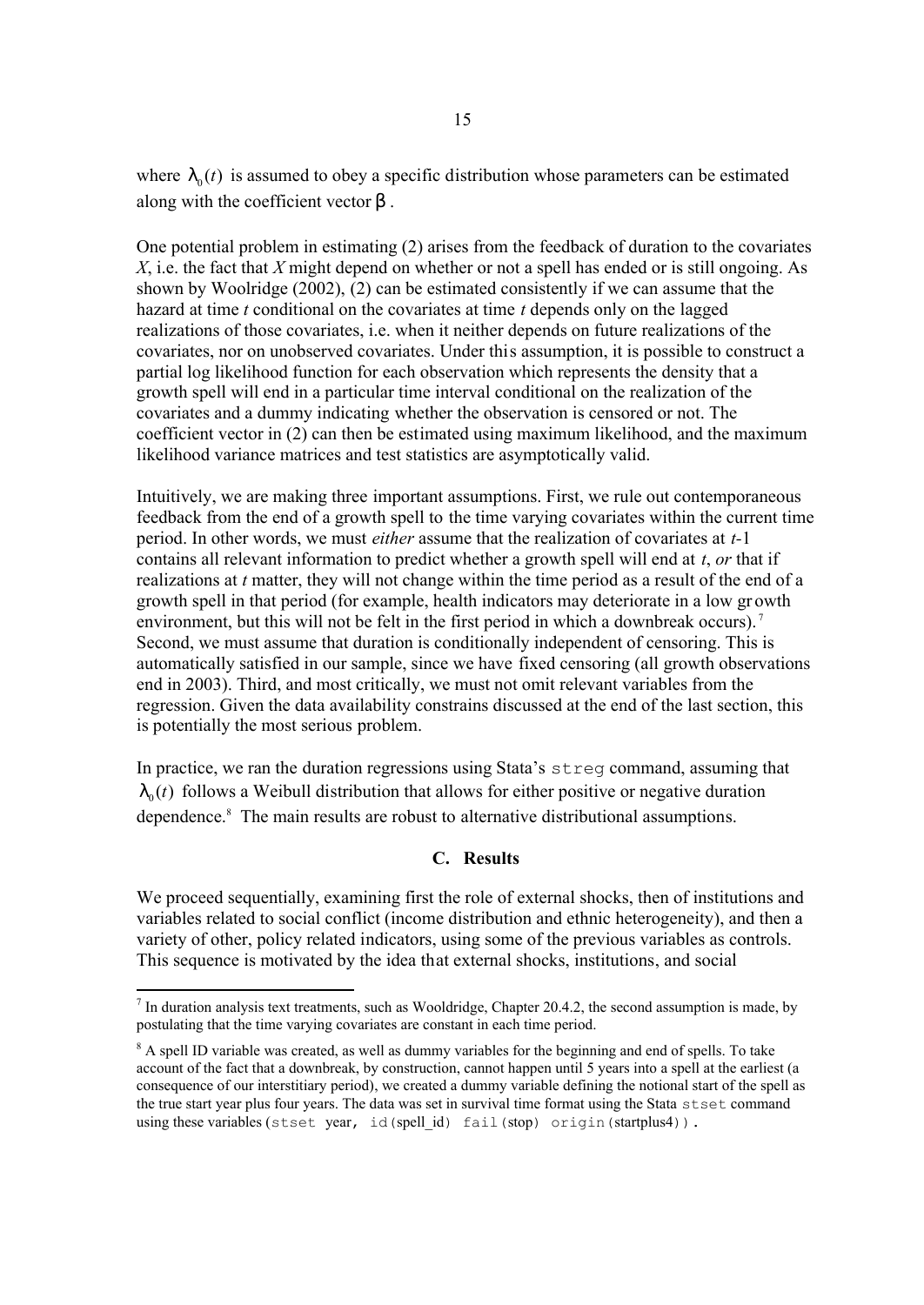where $\lambda_0(t)$ is assumed to obey a specific distribution whose parameters can be estimated along with the coefficient vector $\beta$.

One potential problem in estimating (2) arises from the feedback of duration to the covariates $X$, i.e. the fact that $X$ might depend on whether or not a spell has ended or is still ongoing. As shown by Woolridge (2002), (2) can be estimated consistently if we can assume that the hazard at time $t$ conditional on the covariates at time $t$ depends only on the lagged realizations of those covariates, i.e. when it neither depends on future realizations of the covariates, nor on unobserved covariates. Under this assumption, it is possible to construct a partial log likelihood function for each observation which represents the density that a growth spell will end in a particular time interval conditional on the realization of the covariates and a dummy indicating whether the observation is censored or not. The coefficient vector in (2) can then be estimated using maximum likelihood, and the maximum likelihood variance matrices and test statistics are asymptotically valid.

Intuitively, we are making three important assumptions. First, we rule out contemporaneous feedback from the end of a growth spell to the time varying covariates within the current time period. In other words, we must *either* assume that the realization of covariates at $t$-1 contains all relevant information to predict whether a growth spell will end at $t$, *or* that if realizations at $t$ matter, they will not change within the time period as a result of the end of a growth spell in that period (for example, health indicators may deteriorate in a low growth environment, but this will not be felt in the first period in which a downbreak occurs).[7] Second, we must assume that duration is conditionally independent of censoring. This is automatically satisfied in our sample, since we have fixed censoring (all growth observations end in 2003). Third, and most critically, we must not omit relevant variables from the regression. Given the data availability constrains discussed at the end of the last section, this is potentially the most serious problem.

In practice, we ran the duration regressions using Stata's `streg` command, assuming that $\lambda_0(t)$ follows a Weibull distribution that allows for either positive or negative duration dependence.[8] The main results are robust to alternative distributional assumptions.

### C. Results

We proceed sequentially, examining first the role of external shocks, then of institutions and variables related to social conflict (income distribution and ethnic heterogeneity), and then a variety of other, policy related indicators, using some of the previous variables as controls. This sequence is motivated by the idea that external shocks, institutions, and social

---

[7] In duration analysis text treatments, such as Wooldridge, Chapter 20.4.2, the second assumption is made, by postulating that the time varying covariates are constant in each time period.

[8] A spell ID variable was created, as well as dummy variables for the beginning and end of spells. To take account of the fact that a downbreak, by construction, cannot happen until 5 years into a spell at the earliest (a consequence of our interstitiary period), we created a dummy variable defining the notional start of the spell as the true start year plus four years. The data was set in survival time format using the Stata `stset` command using these variables (`stset year, id(spell_id) fail(stop) origin(startplus4))`.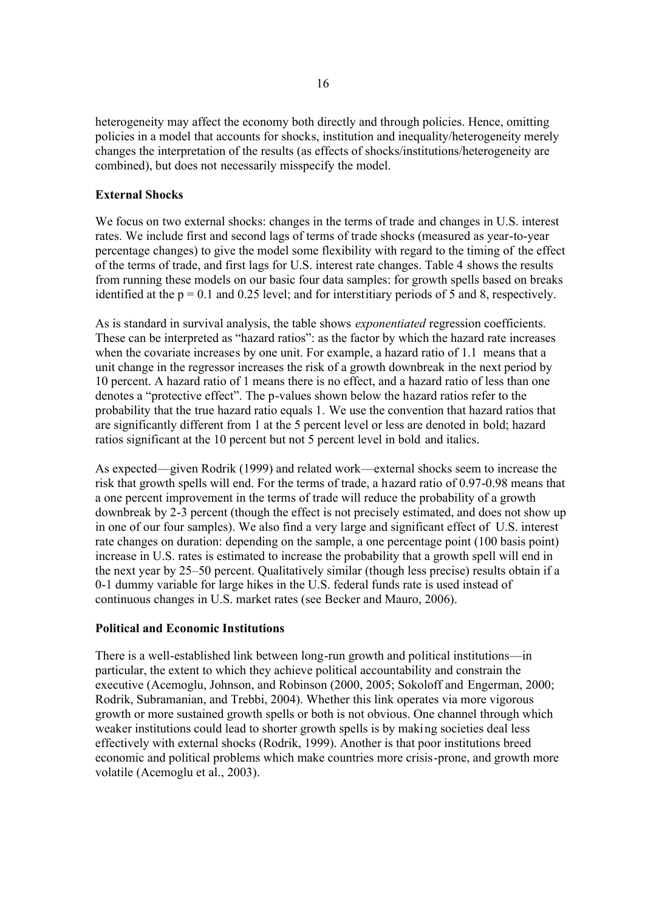heterogeneity may affect the economy both directly and through policies. Hence, omitting policies in a model that accounts for shocks, institution and inequality/heterogeneity merely changes the interpretation of the results (as effects of shocks/institutions/heterogeneity are combined), but does not necessarily misspecify the model.

**External Shocks**

We focus on two external shocks: changes in the terms of trade and changes in U.S. interest rates. We include first and second lags of terms of trade shocks (measured as year-to-year percentage changes) to give the model some flexibility with regard to the timing of the effect of the terms of trade, and first lags for U.S. interest rate changes. Table 4 shows the results from running these models on our basic four data samples: for growth spells based on breaks identified at the $p = 0.1$ and 0.25 level; and for interstitiary periods of 5 and 8, respectively.

As is standard in survival analysis, the table shows *exponentiated* regression coefficients. These can be interpreted as "hazard ratios": as the factor by which the hazard rate increases when the covariate increases by one unit. For example, a hazard ratio of 1.1 means that a unit change in the regressor increases the risk of a growth downbreak in the next period by 10 percent. A hazard ratio of 1 means there is no effect, and a hazard ratio of less than one denotes a "protective effect". The p-values shown below the hazard ratios refer to the probability that the true hazard ratio equals 1. We use the convention that hazard ratios that are significantly different from 1 at the 5 percent level or less are denoted in bold; hazard ratios significant at the 10 percent but not 5 percent level in bold and italics.

As expected—given Rodrik (1999) and related work—external shocks seem to increase the risk that growth spells will end. For the terms of trade, a hazard ratio of 0.97-0.98 means that a one percent improvement in the terms of trade will reduce the probability of a growth downbreak by 2-3 percent (though the effect is not precisely estimated, and does not show up in one of our four samples). We also find a very large and significant effect of U.S. interest rate changes on duration: depending on the sample, a one percentage point (100 basis point) increase in U.S. rates is estimated to increase the probability that a growth spell will end in the next year by 25–50 percent. Qualitatively similar (though less precise) results obtain if a 0-1 dummy variable for large hikes in the U.S. federal funds rate is used instead of continuous changes in U.S. market rates (see Becker and Mauro, 2006).

**Political and Economic Institutions**

There is a well-established link between long-run growth and political institutions—in particular, the extent to which they achieve political accountability and constrain the executive (Acemoglu, Johnson, and Robinson (2000, 2005; Sokoloff and Engerman, 2000; Rodrik, Subramanian, and Trebbi, 2004). Whether this link operates via more vigorous growth or more sustained growth spells or both is not obvious. One channel through which weaker institutions could lead to shorter growth spells is by making societies deal less effectively with external shocks (Rodrik, 1999). Another is that poor institutions breed economic and political problems which make countries more crisis-prone, and growth more volatile (Acemoglu et al., 2003).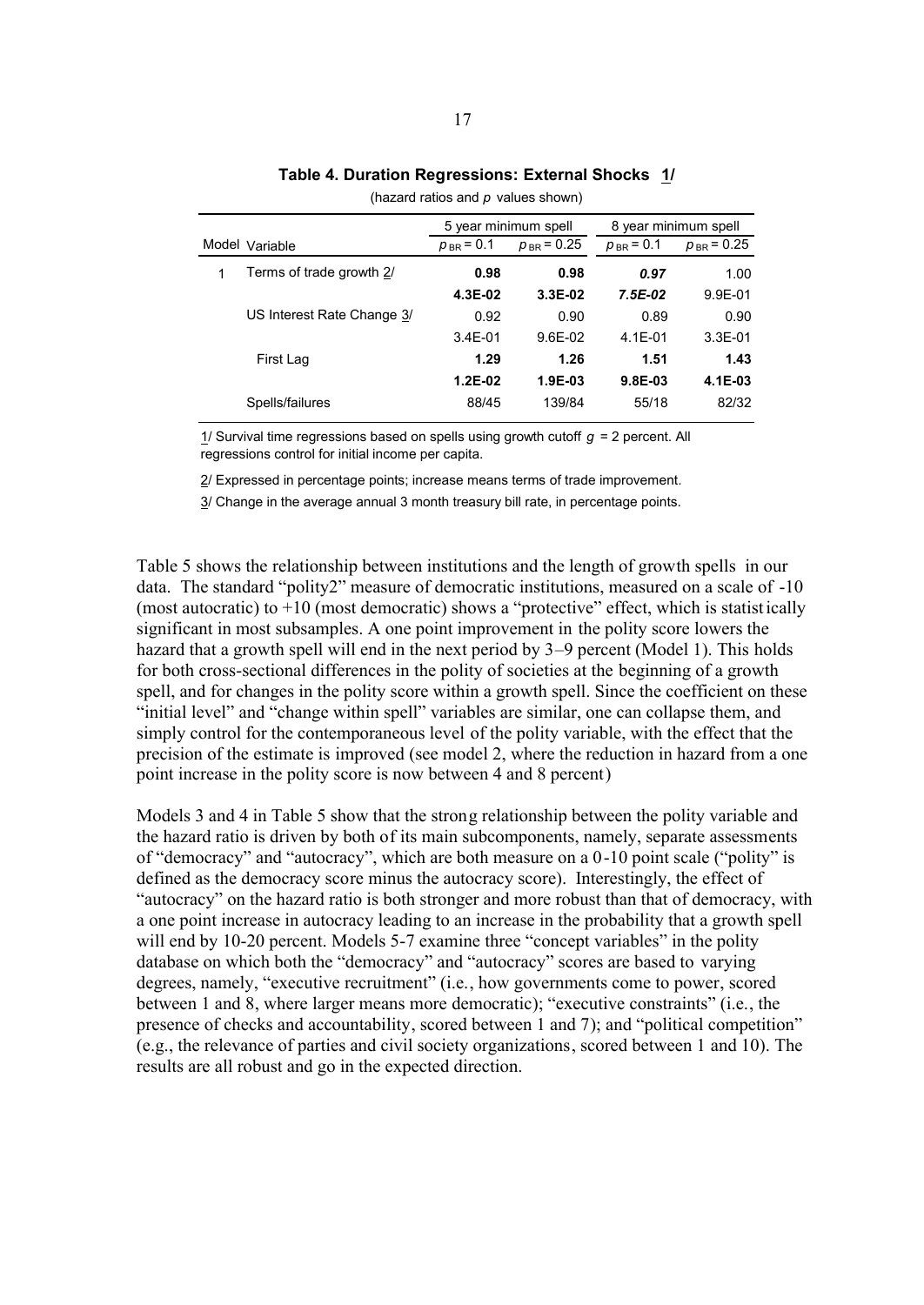**Table 4. Duration Regressions: External Shocks 1/**

(hazard ratios and $p$ values shown)

| Model | Variable | 5 year minimum spell | | 8 year minimum spell | |
|---|---|---|---|---|---|
| | | $p_{BR} = 0.1$ | $p_{BR} = 0.25$ | $p_{BR} = 0.1$ | $p_{BR} = 0.25$ |
| 1 | Terms of trade growth 2/ | **0.98** | **0.98** | ***0.97*** | 1.00 |
| | | **4.3E-02** | **3.3E-02** | ***7.5E-02*** | 9.9E-01 |
| | US Interest Rate Change 3/ | 0.92 | 0.90 | 0.89 | 0.90 |
| | | 3.4E-01 | 9.6E-02 | 4.1E-01 | 3.3E-01 |
| | First Lag | **1.29** | **1.26** | **1.51** | **1.43** |
| | | **1.2E-02** | **1.9E-03** | **9.8E-03** | **4.1E-03** |
| | Spells/failures | 88/45 | 139/84 | 55/18 | 82/32 |

1/ Survival time regressions based on spells using growth cutoff $g$ = 2 percent. All regressions control for initial income per capita.

2/ Expressed in percentage points; increase means terms of trade improvement.

3/ Change in the average annual 3 month treasury bill rate, in percentage points.

Table 5 shows the relationship between institutions and the length of growth spells in our data. The standard "polity2" measure of democratic institutions, measured on a scale of -10 (most autocratic) to +10 (most democratic) shows a "protective" effect, which is statistically significant in most subsamples. A one point improvement in the polity score lowers the hazard that a growth spell will end in the next period by 3–9 percent (Model 1). This holds for both cross-sectional differences in the polity of societies at the beginning of a growth spell, and for changes in the polity score within a growth spell. Since the coefficient on these "initial level" and "change within spell" variables are similar, one can collapse them, and simply control for the contemporaneous level of the polity variable, with the effect that the precision of the estimate is improved (see model 2, where the reduction in hazard from a one point increase in the polity score is now between 4 and 8 percent)

Models 3 and 4 in Table 5 show that the strong relationship between the polity variable and the hazard ratio is driven by both of its main subcomponents, namely, separate assessments of "democracy" and "autocracy", which are both measure on a 0-10 point scale ("polity" is defined as the democracy score minus the autocracy score). Interestingly, the effect of "autocracy" on the hazard ratio is both stronger and more robust than that of democracy, with a one point increase in autocracy leading to an increase in the probability that a growth spell will end by 10-20 percent. Models 5-7 examine three "concept variables" in the polity database on which both the "democracy" and "autocracy" scores are based to varying degrees, namely, "executive recruitment" (i.e., how governments come to power, scored between 1 and 8, where larger means more democratic); "executive constraints" (i.e., the presence of checks and accountability, scored between 1 and 7); and "political competition" (e.g., the relevance of parties and civil society organizations, scored between 1 and 10). The results are all robust and go in the expected direction.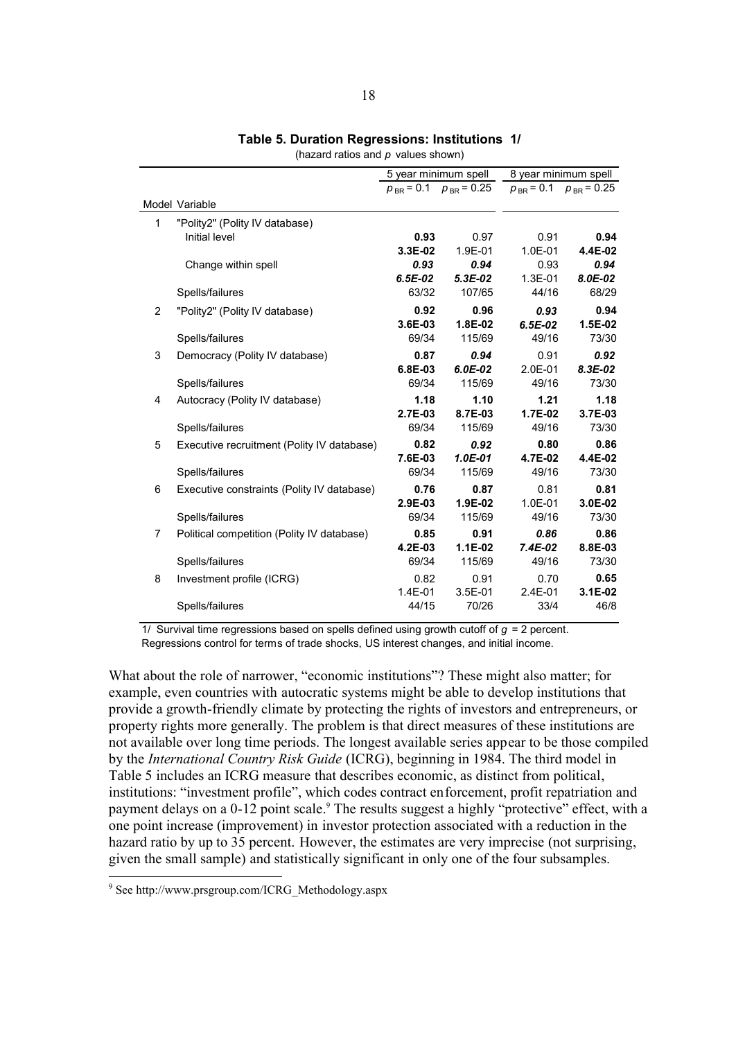**Table 5. Duration Regressions: Institutions 1/**

(hazard ratios and *p* values shown)

| Model | Variable | 5 year minimum spell | | 8 year minimum spell | |
|---|---|---|---|---|---|
| | | $p_{BR} = 0.1$ | $p_{BR} = 0.25$ | $p_{BR} = 0.1$ | $p_{BR} = 0.25$ |
| 1 | "Polity2" (Polity IV database) | | | | |
| | Initial level | **0.93** | 0.97 | 0.91 | **0.94** |
| | | **3.3E-02** | 1.9E-01 | 1.0E-01 | **4.4E-02** |
| | Change within spell | ***0.93*** | ***0.94*** | 0.93 | ***0.94*** |
| | | ***6.5E-02*** | ***5.3E-02*** | 1.3E-01 | ***8.0E-02*** |
| | Spells/failures | 63/32 | 107/65 | 44/16 | 68/29 |
| 2 | "Polity2" (Polity IV database) | **0.92** | **0.96** | ***0.93*** | **0.94** |
| | | **3.6E-03** | **1.8E-02** | ***6.5E-02*** | **1.5E-02** |
| | Spells/failures | 69/34 | 115/69 | 49/16 | 73/30 |
| 3 | Democracy (Polity IV database) | **0.87** | ***0.94*** | 0.91 | ***0.92*** |
| | | **6.8E-03** | ***6.0E-02*** | 2.0E-01 | ***8.3E-02*** |
| | Spells/failures | 69/34 | 115/69 | 49/16 | 73/30 |
| 4 | Autocracy (Polity IV database) | **1.18** | **1.10** | **1.21** | **1.18** |
| | | **2.7E-03** | **8.7E-03** | **1.7E-02** | **3.7E-03** |
| | Spells/failures | 69/34 | 115/69 | 49/16 | 73/30 |
| 5 | Executive recruitment (Polity IV database) | **0.82** | ***0.92*** | **0.80** | **0.86** |
| | | **7.6E-03** | ***1.0E-01*** | **4.7E-02** | **4.4E-02** |
| | Spells/failures | 69/34 | 115/69 | 49/16 | 73/30 |
| 6 | Executive constraints (Polity IV database) | **0.76** | **0.87** | 0.81 | **0.81** |
| | | **2.9E-03** | **1.9E-02** | 1.0E-01 | **3.0E-02** |
| | Spells/failures | 69/34 | 115/69 | 49/16 | 73/30 |
| 7 | Political competition (Polity IV database) | **0.85** | **0.91** | ***0.86*** | **0.86** |
| | | **4.2E-03** | **1.1E-02** | ***7.4E-02*** | **8.8E-03** |
| | Spells/failures | 69/34 | 115/69 | 49/16 | 73/30 |
| 8 | Investment profile (ICRG) | 0.82 | 0.91 | 0.70 | **0.65** |
| | | 1.4E-01 | 3.5E-01 | 2.4E-01 | **3.1E-02** |
| | Spells/failures | 44/15 | 70/26 | 33/4 | 46/8 |

1/ Survival time regressions based on spells defined using growth cutoff of $g$ = 2 percent. Regressions control for terms of trade shocks, US interest changes, and initial income.

What about the role of narrower, "economic institutions"? These might also matter; for example, even countries with autocratic systems might be able to develop institutions that provide a growth-friendly climate by protecting the rights of investors and entrepreneurs, or property rights more generally. The problem is that direct measures of these institutions are not available over long time periods. The longest available series appear to be those compiled by the *International Country Risk Guide* (ICRG), beginning in 1984. The third model in Table 5 includes an ICRG measure that describes economic, as distinct from political, institutions: "investment profile", which codes contract enforcement, profit repatriation and payment delays on a 0-12 point scale.[9] The results suggest a highly "protective" effect, with a one point increase (improvement) in investor protection associated with a reduction in the hazard ratio by up to 35 percent. However, the estimates are very imprecise (not surprising, given the small sample) and statistically significant in only one of the four subsamples.

[9] See http://www.prsgroup.com/ICRG_Methodology.aspx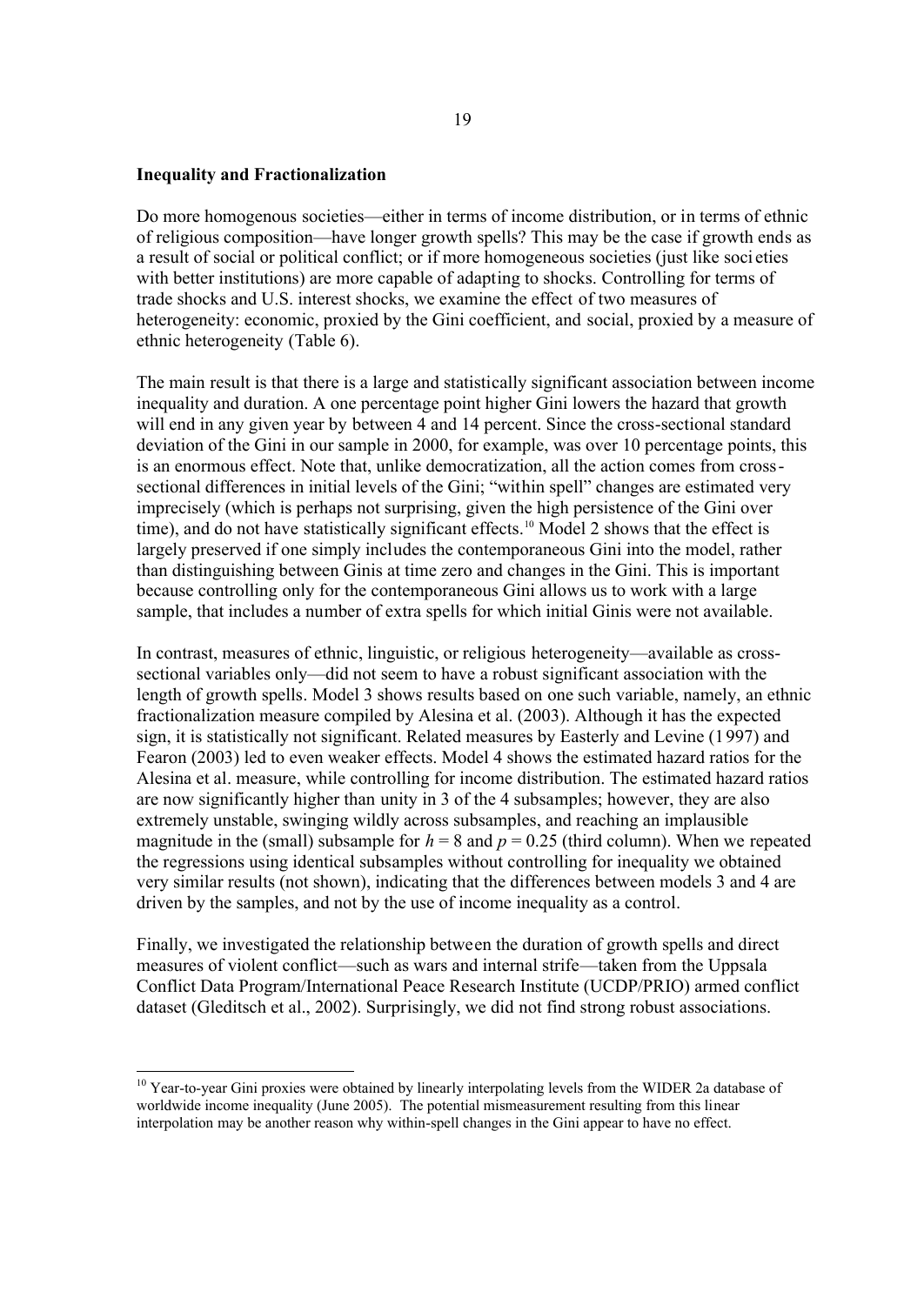**Inequality and Fractionalization**

Do more homogenous societies—either in terms of income distribution, or in terms of ethnic of religious composition—have longer growth spells? This may be the case if growth ends as a result of social or political conflict; or if more homogeneous societies (just like societies with better institutions) are more capable of adapting to shocks. Controlling for terms of trade shocks and U.S. interest shocks, we examine the effect of two measures of heterogeneity: economic, proxied by the Gini coefficient, and social, proxied by a measure of ethnic heterogeneity (Table 6).

The main result is that there is a large and statistically significant association between income inequality and duration. A one percentage point higher Gini lowers the hazard that growth will end in any given year by between 4 and 14 percent. Since the cross-sectional standard deviation of the Gini in our sample in 2000, for example, was over 10 percentage points, this is an enormous effect. Note that, unlike democratization, all the action comes from cross-sectional differences in initial levels of the Gini; "within spell" changes are estimated very imprecisely (which is perhaps not surprising, given the high persistence of the Gini over time), and do not have statistically significant effects.[10] Model 2 shows that the effect is largely preserved if one simply includes the contemporaneous Gini into the model, rather than distinguishing between Ginis at time zero and changes in the Gini. This is important because controlling only for the contemporaneous Gini allows us to work with a large sample, that includes a number of extra spells for which initial Ginis were not available.

In contrast, measures of ethnic, linguistic, or religious heterogeneity—available as cross-sectional variables only—did not seem to have a robust significant association with the length of growth spells. Model 3 shows results based on one such variable, namely, an ethnic fractionalization measure compiled by Alesina et al. (2003). Although it has the expected sign, it is statistically not significant. Related measures by Easterly and Levine (1997) and Fearon (2003) led to even weaker effects. Model 4 shows the estimated hazard ratios for the Alesina et al. measure, while controlling for income distribution. The estimated hazard ratios are now significantly higher than unity in 3 of the 4 subsamples; however, they are also extremely unstable, swinging wildly across subsamples, and reaching an implausible magnitude in the (small) subsample for $h = 8$ and $p = 0.25$ (third column). When we repeated the regressions using identical subsamples without controlling for inequality we obtained very similar results (not shown), indicating that the differences between models 3 and 4 are driven by the samples, and not by the use of income inequality as a control.

Finally, we investigated the relationship between the duration of growth spells and direct measures of violent conflict—such as wars and internal strife—taken from the Uppsala Conflict Data Program/International Peace Research Institute (UCDP/PRIO) armed conflict dataset (Gleditsch et al., 2002). Surprisingly, we did not find strong robust associations.

[10] Year-to-year Gini proxies were obtained by linearly interpolating levels from the WIDER 2a database of worldwide income inequality (June 2005). The potential mismeasurement resulting from this linear interpolation may be another reason why within-spell changes in the Gini appear to have no effect.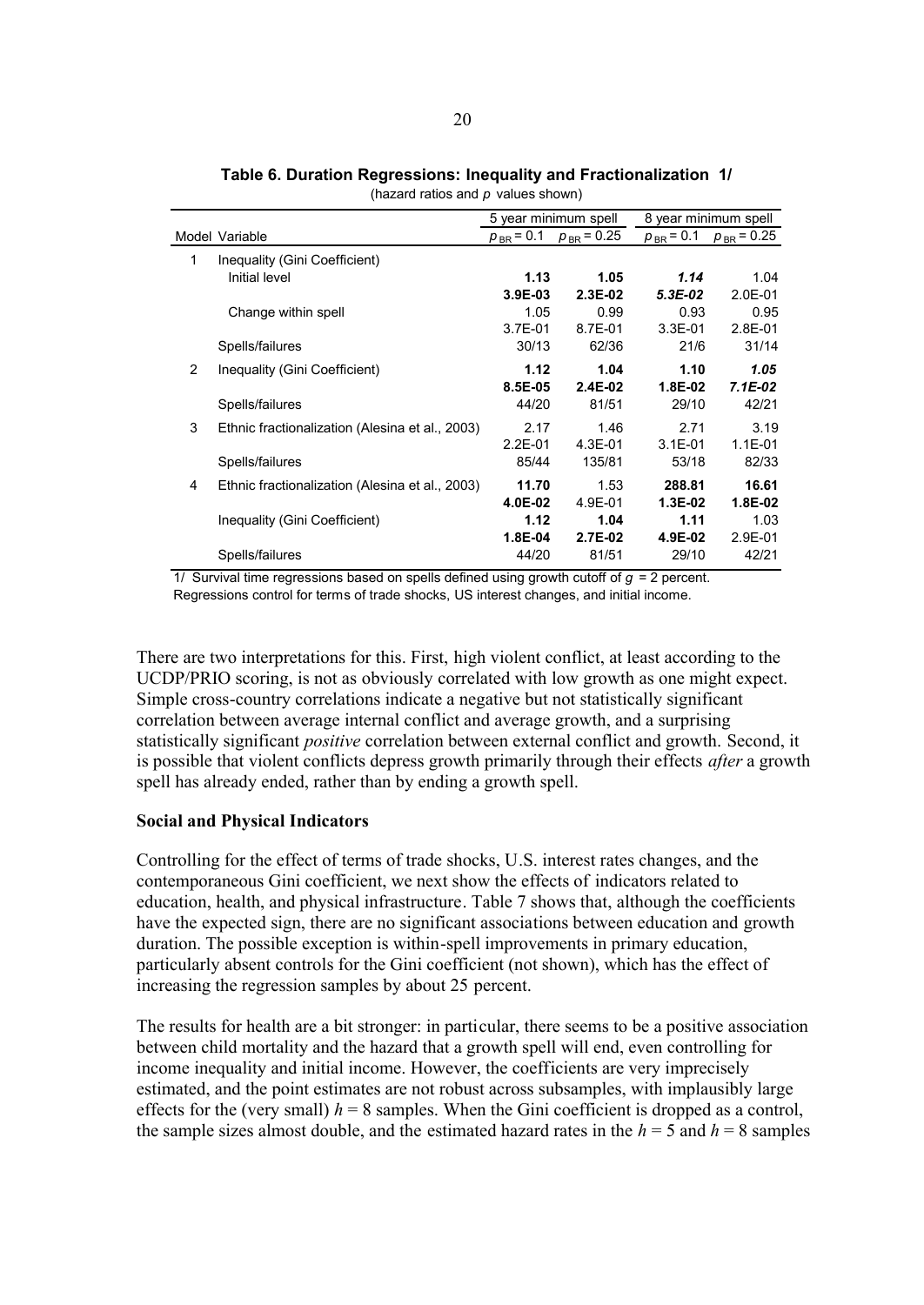**Table 6. Duration Regressions: Inequality and Fractionalization 1/**

(hazard ratios and *p* values shown)

| Model | Variable | 5 year minimum spell | | 8 year minimum spell | |
|---|---|---|---|---|---|
| | | $p_{BR} = 0.1$ | $p_{BR} = 0.25$ | $p_{BR} = 0.1$ | $p_{BR} = 0.25$ |
| 1 | Inequality (Gini Coefficient) | | | | |
| | Initial level | **1.13** | **1.05** | ***1.14*** | 1.04 |
| | | **3.9E-03** | **2.3E-02** | ***5.3E-02*** | 2.0E-01 |
| | Change within spell | 1.05 | 0.99 | 0.93 | 0.95 |
| | | 3.7E-01 | 8.7E-01 | 3.3E-01 | 2.8E-01 |
| | Spells/failures | 30/13 | 62/36 | 21/6 | 31/14 |
| 2 | Inequality (Gini Coefficient) | **1.12** | **1.04** | **1.10** | ***1.05*** |
| | | **8.5E-05** | **2.4E-02** | **1.8E-02** | ***7.1E-02*** |
| | Spells/failures | 44/20 | 81/51 | 29/10 | 42/21 |
| 3 | Ethnic fractionalization (Alesina et al., 2003) | 2.17 | 1.46 | 2.71 | 3.19 |
| | | 2.2E-01 | 4.3E-01 | 3.1E-01 | 1.1E-01 |
| | Spells/failures | 85/44 | 135/81 | 53/18 | 82/33 |
| 4 | Ethnic fractionalization (Alesina et al., 2003) | **11.70** | 1.53 | **288.81** | **16.61** |
| | | **4.0E-02** | 4.9E-01 | **1.3E-02** | **1.8E-02** |
| | Inequality (Gini Coefficient) | **1.12** | **1.04** | **1.11** | 1.03 |
| | | **1.8E-04** | **2.7E-02** | **4.9E-02** | 2.9E-01 |
| | Spells/failures | 44/20 | 81/51 | 29/10 | 42/21 |

1/ Survival time regressions based on spells defined using growth cutoff of $g$ = 2 percent. Regressions control for terms of trade shocks, US interest changes, and initial income.

There are two interpretations for this. First, high violent conflict, at least according to the UCDP/PRIO scoring, is not as obviously correlated with low growth as one might expect. Simple cross-country correlations indicate a negative but not statistically significant correlation between average internal conflict and average growth, and a surprising statistically significant *positive* correlation between external conflict and growth. Second, it is possible that violent conflicts depress growth primarily through their effects *after* a growth spell has already ended, rather than by ending a growth spell.

**Social and Physical Indicators**

Controlling for the effect of terms of trade shocks, U.S. interest rates changes, and the contemporaneous Gini coefficient, we next show the effects of indicators related to education, health, and physical infrastructure. Table 7 shows that, although the coefficients have the expected sign, there are no significant associations between education and growth duration. The possible exception is within-spell improvements in primary education, particularly absent controls for the Gini coefficient (not shown), which has the effect of increasing the regression samples by about 25 percent.

The results for health are a bit stronger: in particular, there seems to be a positive association between child mortality and the hazard that a growth spell will end, even controlling for income inequality and initial income. However, the coefficients are very imprecisely estimated, and the point estimates are not robust across subsamples, with implausibly large effects for the (very small) $h = 8$ samples. When the Gini coefficient is dropped as a control, the sample sizes almost double, and the estimated hazard rates in the $h = 5$ and $h = 8$ samples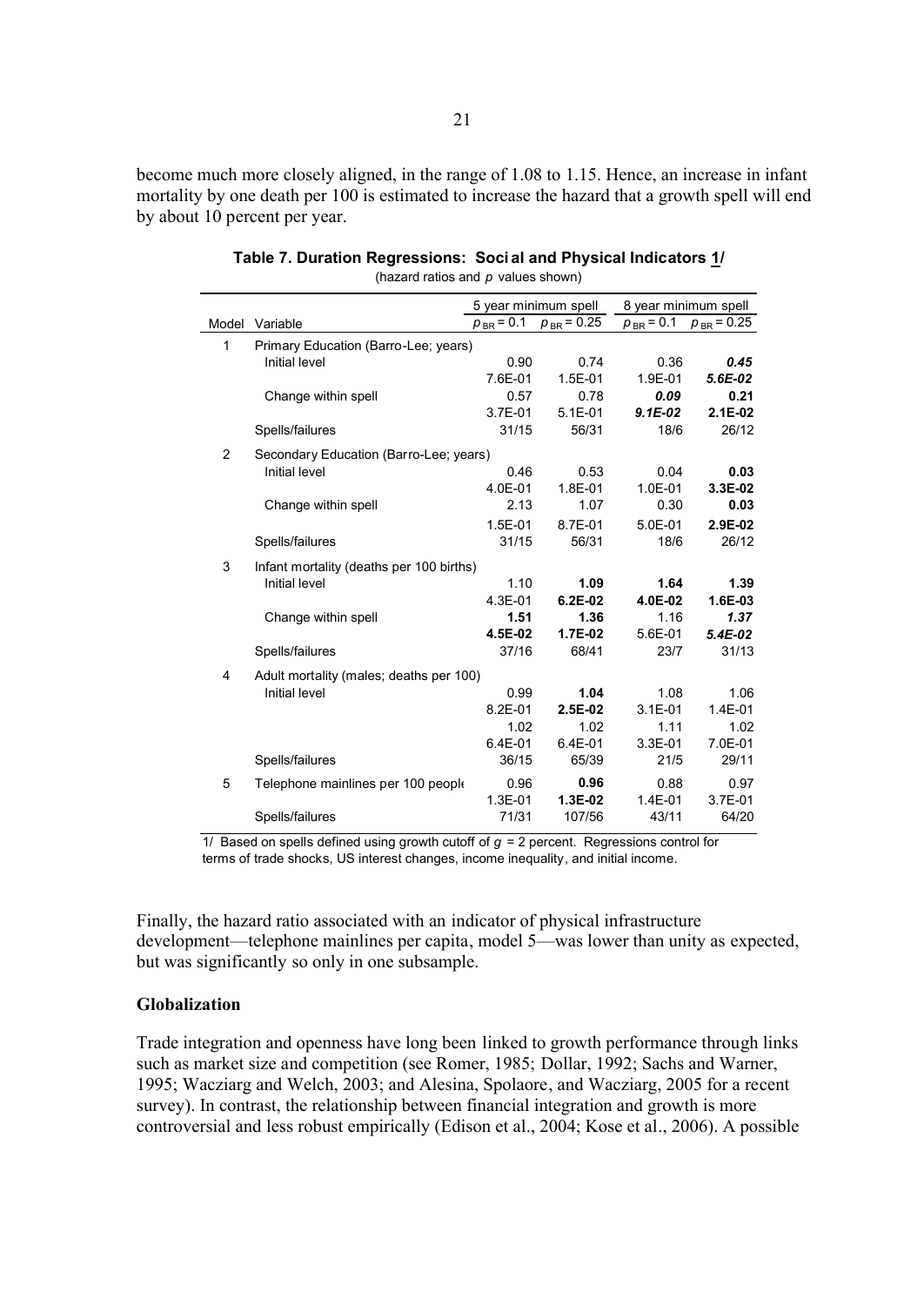become much more closely aligned, in the range of 1.08 to 1.15. Hence, an increase in infant mortality by one death per 100 is estimated to increase the hazard that a growth spell will end by about 10 percent per year.

**Table 7. Duration Regressions: Social and Physical Indicators 1/**
(hazard ratios and $p$ values shown)

| Model | Variable | 5 year minimum spell | | 8 year minimum spell | |
|---|---|---|---|---|---|
| | | $p_{BR} = 0.1$ | $p_{BR} = 0.25$ | $p_{BR} = 0.1$ | $p_{BR} = 0.25$ |
| 1 | Primary Education (Barro-Lee; years) | | | | |
| | Initial level | 0.90 | 0.74 | 0.36 | ***0.45*** |
| | | 7.6E-01 | 1.5E-01 | 1.9E-01 | ***5.6E-02*** |
| | Change within spell | 0.57 | 0.78 | ***0.09*** | **0.21** |
| | | 3.7E-01 | 5.1E-01 | ***9.1E-02*** | **2.1E-02** |
| | Spells/failures | 31/15 | 56/31 | 18/6 | 26/12 |
| 2 | Secondary Education (Barro-Lee; years) | | | | |
| | Initial level | 0.46 | 0.53 | 0.04 | **0.03** |
| | | 4.0E-01 | 1.8E-01 | 1.0E-01 | **3.3E-02** |
| | Change within spell | 2.13 | 1.07 | 0.30 | **0.03** |
| | | 1.5E-01 | 8.7E-01 | 5.0E-01 | **2.9E-02** |
| | Spells/failures | 31/15 | 56/31 | 18/6 | 26/12 |
| 3 | Infant mortality (deaths per 100 births) | | | | |
| | Initial level | 1.10 | **1.09** | **1.64** | **1.39** |
| | | 4.3E-01 | **6.2E-02** | **4.0E-02** | **1.6E-03** |
| | Change within spell | **1.51** | **1.36** | 1.16 | ***1.37*** |
| | | **4.5E-02** | **1.7E-02** | 5.6E-01 | ***5.4E-02*** |
| | Spells/failures | 37/16 | 68/41 | 23/7 | 31/13 |
| 4 | Adult mortality (males; deaths per 100) | | | | |
| | Initial level | 0.99 | **1.04** | 1.08 | 1.06 |
| | | 8.2E-01 | **2.5E-02** | 3.1E-01 | 1.4E-01 |
| | | 1.02 | 1.02 | 1.11 | 1.02 |
| | | 6.4E-01 | 6.4E-01 | 3.3E-01 | 7.0E-01 |
| | Spells/failures | 36/15 | 65/39 | 21/5 | 29/11 |
| 5 | Telephone mainlines per 100 people | 0.96 | **0.96** | 0.88 | 0.97 |
| | | 1.3E-01 | **1.3E-02** | 1.4E-01 | 3.7E-01 |
| | Spells/failures | 71/31 | 107/56 | 43/11 | 64/20 |

1/ Based on spells defined using growth cutoff of $g$ = 2 percent. Regressions control for terms of trade shocks, US interest changes, income inequality, and initial income.

Finally, the hazard ratio associated with an indicator of physical infrastructure development—telephone mainlines per capita, model 5—was lower than unity as expected, but was significantly so only in one subsample.

### Globalization

Trade integration and openness have long been linked to growth performance through links such as market size and competition (see Romer, 1985; Dollar, 1992; Sachs and Warner, 1995; Wacziarg and Welch, 2003; and Alesina, Spolaore, and Wacziarg, 2005 for a recent survey). In contrast, the relationship between financial integration and growth is more controversial and less robust empirically (Edison et al., 2004; Kose et al., 2006). A possible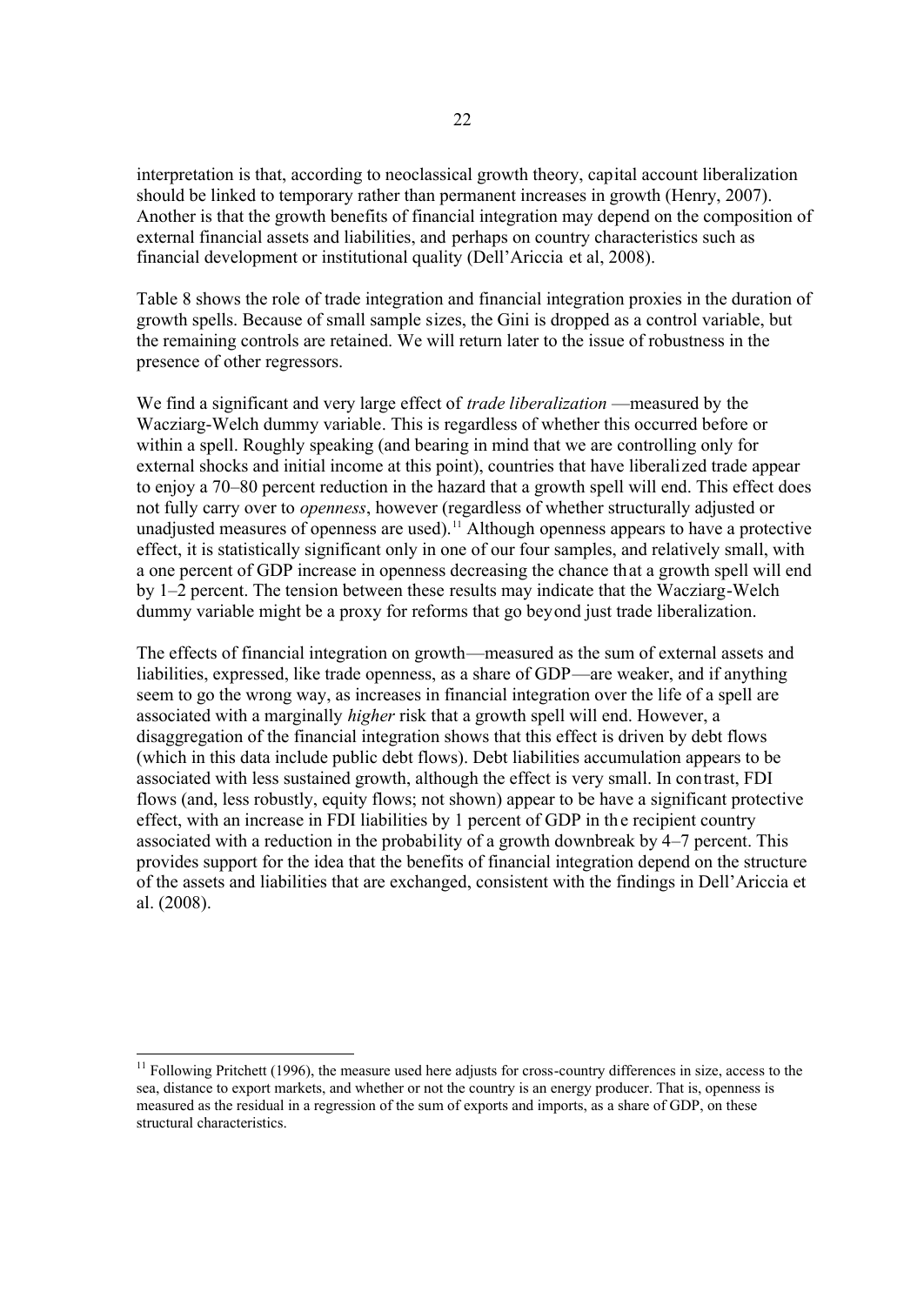interpretation is that, according to neoclassical growth theory, capital account liberalization should be linked to temporary rather than permanent increases in growth (Henry, 2007). Another is that the growth benefits of financial integration may depend on the composition of external financial assets and liabilities, and perhaps on country characteristics such as financial development or institutional quality (Dell'Ariccia et al, 2008).

Table 8 shows the role of trade integration and financial integration proxies in the duration of growth spells. Because of small sample sizes, the Gini is dropped as a control variable, but the remaining controls are retained. We will return later to the issue of robustness in the presence of other regressors.

We find a significant and very large effect of *trade liberalization* —measured by the Wacziarg-Welch dummy variable. This is regardless of whether this occurred before or within a spell. Roughly speaking (and bearing in mind that we are controlling only for external shocks and initial income at this point), countries that have liberalized trade appear to enjoy a 70–80 percent reduction in the hazard that a growth spell will end. This effect does not fully carry over to *openness*, however (regardless of whether structurally adjusted or unadjusted measures of openness are used).[11] Although openness appears to have a protective effect, it is statistically significant only in one of our four samples, and relatively small, with a one percent of GDP increase in openness decreasing the chance that a growth spell will end by 1–2 percent. The tension between these results may indicate that the Wacziarg-Welch dummy variable might be a proxy for reforms that go beyond just trade liberalization.

The effects of financial integration on growth—measured as the sum of external assets and liabilities, expressed, like trade openness, as a share of GDP—are weaker, and if anything seem to go the wrong way, as increases in financial integration over the life of a spell are associated with a marginally *higher* risk that a growth spell will end. However, a disaggregation of the financial integration shows that this effect is driven by debt flows (which in this data include public debt flows). Debt liabilities accumulation appears to be associated with less sustained growth, although the effect is very small. In contrast, FDI flows (and, less robustly, equity flows; not shown) appear to be have a significant protective effect, with an increase in FDI liabilities by 1 percent of GDP in the recipient country associated with a reduction in the probability of a growth downbreak by 4–7 percent. This provides support for the idea that the benefits of financial integration depend on the structure of the assets and liabilities that are exchanged, consistent with the findings in Dell'Ariccia et al. (2008).

[11] Following Pritchett (1996), the measure used here adjusts for cross-country differences in size, access to the sea, distance to export markets, and whether or not the country is an energy producer. That is, openness is measured as the residual in a regression of the sum of exports and imports, as a share of GDP, on these structural characteristics.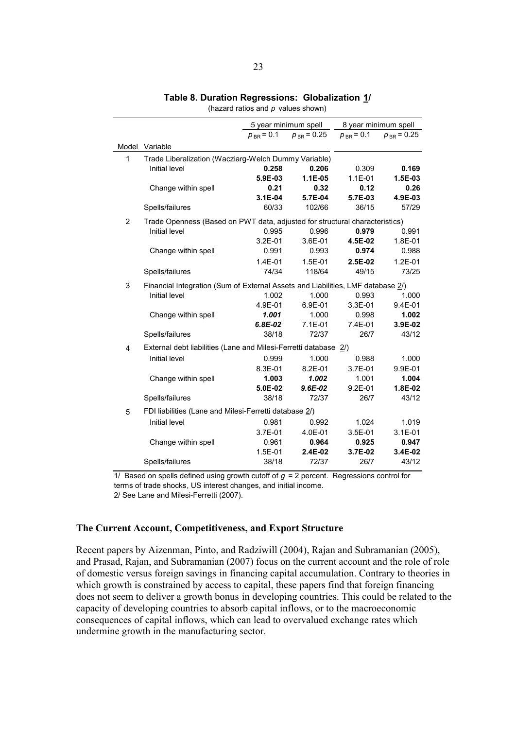**Table 8. Duration Regressions: Globalization 1/**

(hazard ratios and *p* values shown)

| | | 5 year minimum spell | | 8 year minimum spell | |
|---|---|---|---|---|---|
| | | $p_{BR} = 0.1$ | $p_{BR} = 0.25$ | $p_{BR} = 0.1$ | $p_{BR} = 0.25$ |
| Model | Variable | | | | |
| 1 | Trade Liberalization (Wacziarg-Welch Dummy Variable) | | | | |
| | Initial level | **0.258** | **0.206** | 0.309 | **0.169** |
| | | **5.9E-03** | **1.1E-05** | 1.1E-01 | **1.5E-03** |
| | Change within spell | **0.21** | **0.32** | **0.12** | **0.26** |
| | | **3.1E-04** | **5.7E-04** | **5.7E-03** | **4.9E-03** |
| | Spells/failures | 60/33 | 102/66 | 36/15 | 57/29 |
| 2 | Trade Openness (Based on PWT data, adjusted for structural characteristics) | | | | |
| | Initial level | 0.995 | 0.996 | **0.979** | 0.991 |
| | | 3.2E-01 | 3.6E-01 | **4.5E-02** | 1.8E-01 |
| | Change within spell | 0.991 | 0.993 | **0.974** | 0.988 |
| | | 1.4E-01 | 1.5E-01 | **2.5E-02** | 1.2E-01 |
| | Spells/failures | 74/34 | 118/64 | 49/15 | 73/25 |
| 3 | Financial Integration (Sum of External Assets and Liabilities, LMF database 2/) | | | | |
| | Initial level | 1.002 | 1.000 | 0.993 | 1.000 |
| | | 4.9E-01 | 6.9E-01 | 3.3E-01 | 9.4E-01 |
| | Change within spell | ***1.001*** | 1.000 | 0.998 | **1.002** |
| | | ***6.8E-02*** | 7.1E-01 | 7.4E-01 | **3.9E-02** |
| | Spells/failures | 38/18 | 72/37 | 26/7 | 43/12 |
| 4 | External debt liabilities (Lane and Milesi-Ferretti database 2/) | | | | |
| | Initial level | 0.999 | 1.000 | 0.988 | 1.000 |
| | | 8.3E-01 | 8.2E-01 | 3.7E-01 | 9.9E-01 |
| | Change within spell | **1.003** | ***1.002*** | 1.001 | **1.004** |
| | | **5.0E-02** | ***9.6E-02*** | 9.2E-01 | **1.8E-02** |
| | Spells/failures | 38/18 | 72/37 | 26/7 | 43/12 |
| 5 | FDI liabilities (Lane and Milesi-Ferretti database 2/) | | | | |
| | Initial level | 0.981 | 0.992 | 1.024 | 1.019 |
| | | 3.7E-01 | 4.0E-01 | 3.5E-01 | 3.1E-01 |
| | Change within spell | 0.961 | **0.964** | **0.925** | **0.947** |
| | | 1.5E-01 | **2.4E-02** | **3.7E-02** | **3.4E-02** |
| | Spells/failures | 38/18 | 72/37 | 26/7 | 43/12 |

1/ Based on spells defined using growth cutoff of $g$ = 2 percent. Regressions control for terms of trade shocks, US interest changes, and initial income.
2/ See Lane and Milesi-Ferretti (2007).

### The Current Account, Competitiveness, and Export Structure

Recent papers by Aizenman, Pinto, and Radziwill (2004), Rajan and Subramanian (2005), and Prasad, Rajan, and Subramanian (2007) focus on the current account and the role of role of domestic versus foreign savings in financing capital accumulation. Contrary to theories in which growth is constrained by access to capital, these papers find that foreign financing does not seem to deliver a growth bonus in developing countries. This could be related to the capacity of developing countries to absorb capital inflows, or to the macroeconomic consequences of capital inflows, which can lead to overvalued exchange rates which undermine growth in the manufacturing sector.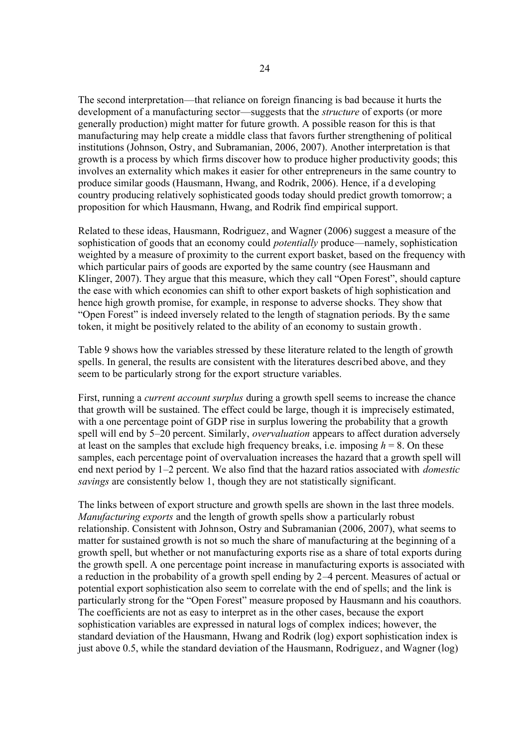The second interpretation—that reliance on foreign financing is bad because it hurts the development of a manufacturing sector—suggests that the *structure* of exports (or more generally production) might matter for future growth. A possible reason for this is that manufacturing may help create a middle class that favors further strengthening of political institutions (Johnson, Ostry, and Subramanian, 2006, 2007). Another interpretation is that growth is a process by which firms discover how to produce higher productivity goods; this involves an externality which makes it easier for other entrepreneurs in the same country to produce similar goods (Hausmann, Hwang, and Rodrik, 2006). Hence, if a developing country producing relatively sophisticated goods today should predict growth tomorrow; a proposition for which Hausmann, Hwang, and Rodrik find empirical support.

Related to these ideas, Hausmann, Rodriguez, and Wagner (2006) suggest a measure of the sophistication of goods that an economy could *potentially* produce—namely, sophistication weighted by a measure of proximity to the current export basket, based on the frequency with which particular pairs of goods are exported by the same country (see Hausmann and Klinger, 2007). They argue that this measure, which they call "Open Forest", should capture the ease with which economies can shift to other export baskets of high sophistication and hence high growth promise, for example, in response to adverse shocks. They show that "Open Forest" is indeed inversely related to the length of stagnation periods. By the same token, it might be positively related to the ability of an economy to sustain growth.

Table 9 shows how the variables stressed by these literature related to the length of growth spells. In general, the results are consistent with the literatures described above, and they seem to be particularly strong for the export structure variables.

First, running a *current account surplus* during a growth spell seems to increase the chance that growth will be sustained. The effect could be large, though it is imprecisely estimated, with a one percentage point of GDP rise in surplus lowering the probability that a growth spell will end by 5–20 percent. Similarly, *overvaluation* appears to affect duration adversely at least on the samples that exclude high frequency breaks, i.e. imposing $h = 8$. On these samples, each percentage point of overvaluation increases the hazard that a growth spell will end next period by 1–2 percent. We also find that the hazard ratios associated with *domestic savings* are consistently below 1, though they are not statistically significant.

The links between of export structure and growth spells are shown in the last three models. *Manufacturing exports* and the length of growth spells show a particularly robust relationship. Consistent with Johnson, Ostry and Subramanian (2006, 2007), what seems to matter for sustained growth is not so much the share of manufacturing at the beginning of a growth spell, but whether or not manufacturing exports rise as a share of total exports during the growth spell. A one percentage point increase in manufacturing exports is associated with a reduction in the probability of a growth spell ending by 2–4 percent. Measures of actual or potential export sophistication also seem to correlate with the end of spells; and the link is particularly strong for the "Open Forest" measure proposed by Hausmann and his coauthors. The coefficients are not as easy to interpret as in the other cases, because the export sophistication variables are expressed in natural logs of complex indices; however, the standard deviation of the Hausmann, Hwang and Rodrik (log) export sophistication index is just above 0.5, while the standard deviation of the Hausmann, Rodriguez, and Wagner (log)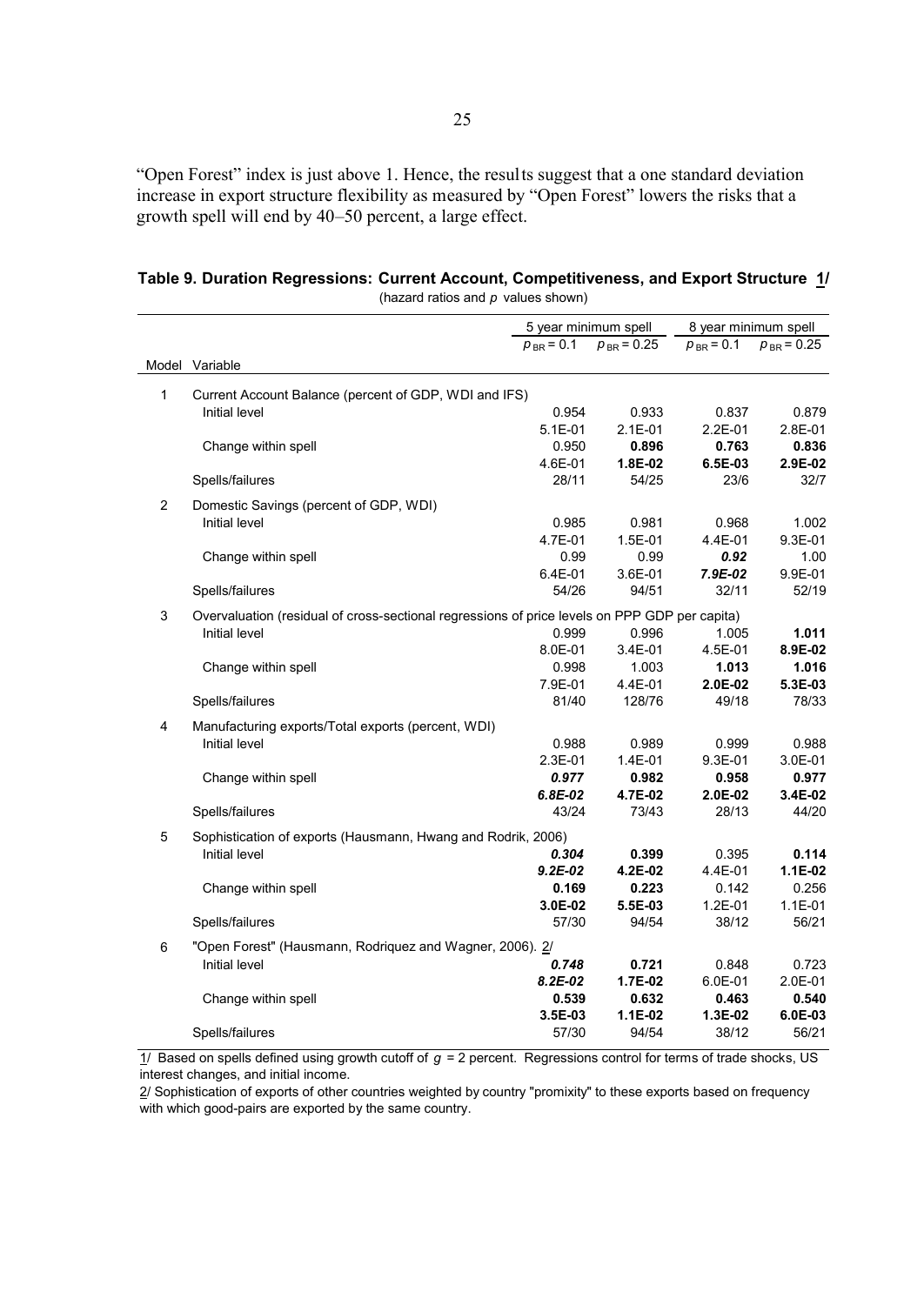"Open Forest" index is just above 1. Hence, the results suggest that a one standard deviation increase in export structure flexibility as measured by "Open Forest" lowers the risks that a growth spell will end by 40–50 percent, a large effect.

**Table 9. Duration Regressions: Current Account, Competitiveness, and Export Structure 1/**

(hazard ratios and $p$ values shown)

| | | 5 year minimum spell | | 8 year minimum spell | |
|---|---|---|---|---|---|
| | | $p_{BR} = 0.1$ | $p_{BR} = 0.25$ | $p_{BR} = 0.1$ | $p_{BR} = 0.25$ |
| Model | Variable | | | | |
| 1 | Current Account Balance (percent of GDP, WDI and IFS) | | | | |
| | Initial level | 0.954 | 0.933 | 0.837 | 0.879 |
| | | 5.1E-01 | 2.1E-01 | 2.2E-01 | 2.8E-01 |
| | Change within spell | 0.950 | **0.896** | **0.763** | **0.836** |
| | | 4.6E-01 | **1.8E-02** | **6.5E-03** | **2.9E-02** |
| | Spells/failures | 28/11 | 54/25 | 23/6 | 32/7 |
| 2 | Domestic Savings (percent of GDP, WDI) | | | | |
| | Initial level | 0.985 | 0.981 | 0.968 | 1.002 |
| | | 4.7E-01 | 1.5E-01 | 4.4E-01 | 9.3E-01 |
| | Change within spell | 0.99 | 0.99 | ***0.92*** | 1.00 |
| | | 6.4E-01 | 3.6E-01 | ***7.9E-02*** | 9.9E-01 |
| | Spells/failures | 54/26 | 94/51 | 32/11 | 52/19 |
| 3 | Overvaluation (residual of cross-sectional regressions of price levels on PPP GDP per capita) | | | | |
| | Initial level | 0.999 | 0.996 | 1.005 | **1.011** |
| | | 8.0E-01 | 3.4E-01 | 4.5E-01 | **8.9E-02** |
| | Change within spell | 0.998 | 1.003 | **1.013** | **1.016** |
| | | 7.9E-01 | 4.4E-01 | **2.0E-02** | **5.3E-03** |
| | Spells/failures | 81/40 | 128/76 | 49/18 | 78/33 |
| 4 | Manufacturing exports/Total exports (percent, WDI) | | | | |
| | Initial level | 0.988 | 0.989 | 0.999 | 0.988 |
| | | 2.3E-01 | 1.4E-01 | 9.3E-01 | 3.0E-01 |
| | Change within spell | ***0.977*** | **0.982** | **0.958** | **0.977** |
| | | ***6.8E-02*** | **4.7E-02** | **2.0E-02** | **3.4E-02** |
| | Spells/failures | 43/24 | 73/43 | 28/13 | 44/20 |
| 5 | Sophistication of exports (Hausmann, Hwang and Rodrik, 2006) | | | | |
| | Initial level | ***0.304*** | **0.399** | 0.395 | **0.114** |
| | | ***9.2E-02*** | **4.2E-02** | 4.4E-01 | **1.1E-02** |
| | Change within spell | **0.169** | **0.223** | 0.142 | 0.256 |
| | | **3.0E-02** | **5.5E-03** | 1.2E-01 | 1.1E-01 |
| | Spells/failures | 57/30 | 94/54 | 38/12 | 56/21 |
| 6 | "Open Forest" (Hausmann, Rodriquez and Wagner, 2006). 2/ | | | | |
| | Initial level | ***0.748*** | **0.721** | 0.848 | 0.723 |
| | | ***8.2E-02*** | **1.7E-02** | 6.0E-01 | 2.0E-01 |
| | Change within spell | **0.539** | **0.632** | **0.463** | **0.540** |
| | | **3.5E-03** | **1.1E-02** | **1.3E-02** | **6.0E-03** |
| | Spells/failures | 57/30 | 94/54 | 38/12 | 56/21 |

1/ Based on spells defined using growth cutoff of $g$ = 2 percent. Regressions control for terms of trade shocks, US interest changes, and initial income.

2/ Sophistication of exports of other countries weighted by country "promixity" to these exports based on frequency with which good-pairs are exported by the same country.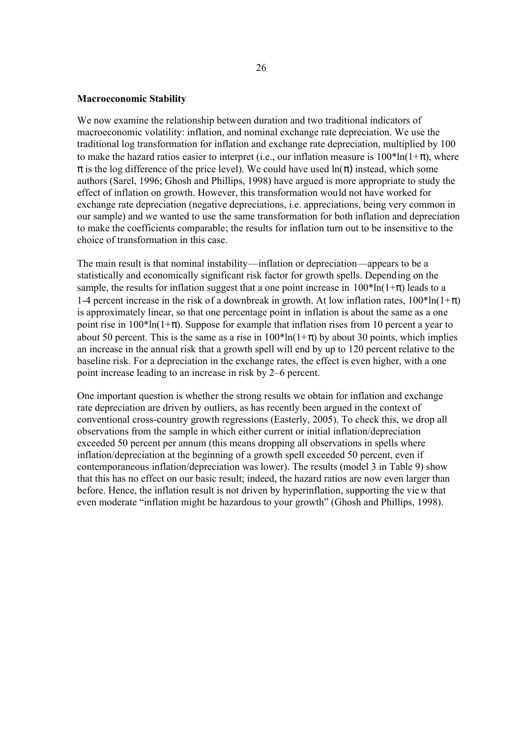**Macroeconomic Stability**

We now examine the relationship between duration and two traditional indicators of macroeconomic volatility: inflation, and nominal exchange rate depreciation. We use the traditional log transformation for inflation and exchange rate depreciation, multiplied by 100 to make the hazard ratios easier to interpret (i.e., our inflation measure is $100*\ln(1+\pi)$, where $\pi$ is the log difference of the price level). We could have used $\ln(\pi)$ instead, which some authors (Sarel, 1996; Ghosh and Phillips, 1998) have argued is more appropriate to study the effect of inflation on growth. However, this transformation would not have worked for exchange rate depreciation (negative depreciations, i.e. appreciations, being very common in our sample) and we wanted to use the same transformation for both inflation and depreciation to make the coefficients comparable; the results for inflation turn out to be insensitive to the choice of transformation in this case.

The main result is that nominal instability—inflation or depreciation—appears to be a statistically and economically significant risk factor for growth spells. Depending on the sample, the results for inflation suggest that a one point increase in $100*\ln(1+\pi)$ leads to a 1-4 percent increase in the risk of a downbreak in growth. At low inflation rates, $100*\ln(1+\pi)$ is approximately linear, so that one percentage point in inflation is about the same as a one point rise in $100*\ln(1+\pi)$. Suppose for example that inflation rises from 10 percent a year to about 50 percent. This is the same as a rise in $100*\ln(1+\pi)$ by about 30 points, which implies an increase in the annual risk that a growth spell will end by up to 120 percent relative to the baseline risk. For a depreciation in the exchange rates, the effect is even higher, with a one point increase leading to an increase in risk by 2–6 percent.

One important question is whether the strong results we obtain for inflation and exchange rate depreciation are driven by outliers, as has recently been argued in the context of conventional cross-country growth regressions (Easterly, 2005). To check this, we drop all observations from the sample in which either current or initial inflation/depreciation exceeded 50 percent per annum (this means dropping all observations in spells where inflation/depreciation at the beginning of a growth spell exceeded 50 percent, even if contemporaneous inflation/depreciation was lower). The results (model 3 in Table 9) show that this has no effect on our basic result; indeed, the hazard ratios are now even larger than before. Hence, the inflation result is not driven by hyperinflation, supporting the view that even moderate "inflation might be hazardous to your growth" (Ghosh and Phillips, 1998).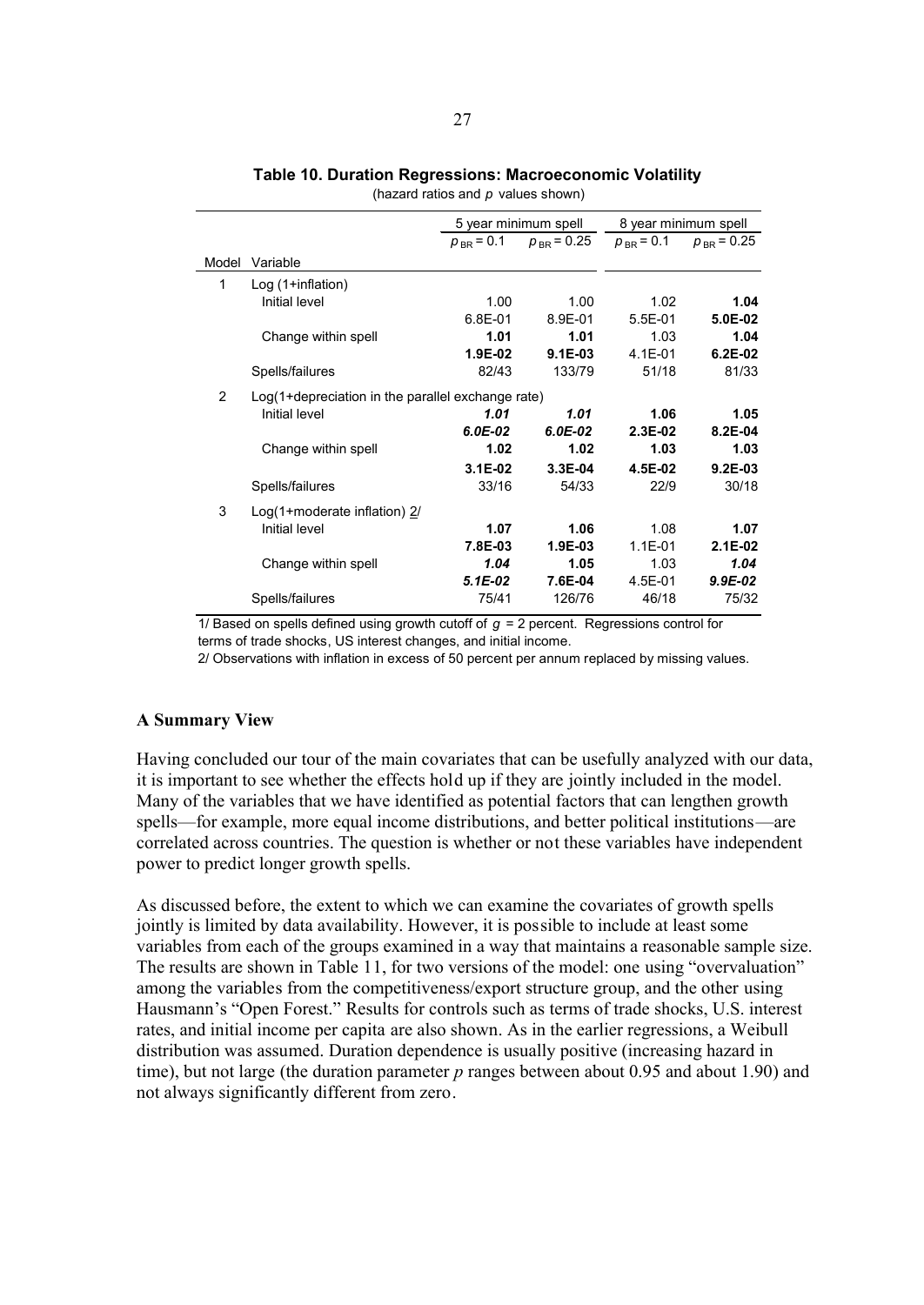**Table 10. Duration Regressions: Macroeconomic Volatility**

(hazard ratios and *p* values shown)

| Model | Variable | 5 year minimum spell | | 8 year minimum spell | |
|---|---|---|---|---|---|
| | | $p_{BR} = 0.1$ | $p_{BR} = 0.25$ | $p_{BR} = 0.1$ | $p_{BR} = 0.25$ |
| 1 | Log (1+inflation) | | | | |
| | Initial level | 1.00 | 1.00 | 1.02 | **1.04** |
| | | 6.8E-01 | 8.9E-01 | 5.5E-01 | **5.0E-02** |
| | Change within spell | **1.01** | **1.01** | 1.03 | **1.04** |
| | | **1.9E-02** | **9.1E-03** | 4.1E-01 | **6.2E-02** |
| | Spells/failures | 82/43 | 133/79 | 51/18 | 81/33 |
| 2 | Log(1+depreciation in the parallel exchange rate) | | | | |
| | Initial level | ***1.01*** | ***1.01*** | **1.06** | **1.05** |
| | | ***6.0E-02*** | ***6.0E-02*** | **2.3E-02** | **8.2E-04** |
| | Change within spell | **1.02** | **1.02** | **1.03** | **1.03** |
| | | **3.1E-02** | **3.3E-04** | **4.5E-02** | **9.2E-03** |
| | Spells/failures | 33/16 | 54/33 | 22/9 | 30/18 |
| 3 | Log(1+moderate inflation) 2/ | | | | |
| | Initial level | **1.07** | **1.06** | 1.08 | **1.07** |
| | | **7.8E-03** | **1.9E-03** | 1.1E-01 | **2.1E-02** |
| | Change within spell | ***1.04*** | **1.05** | 1.03 | ***1.04*** |
| | | ***5.1E-02*** | **7.6E-04** | 4.5E-01 | ***9.9E-02*** |
| | Spells/failures | 75/41 | 126/76 | 46/18 | 75/32 |

1/ Based on spells defined using growth cutoff of $g = 2$ percent. Regressions control for terms of trade shocks, US interest changes, and initial income.

2/ Observations with inflation in excess of 50 percent per annum replaced by missing values.

### A Summary View

Having concluded our tour of the main covariates that can be usefully analyzed with our data, it is important to see whether the effects hold up if they are jointly included in the model. Many of the variables that we have identified as potential factors that can lengthen growth spells—for example, more equal income distributions, and better political institutions—are correlated across countries. The question is whether or not these variables have independent power to predict longer growth spells.

As discussed before, the extent to which we can examine the covariates of growth spells jointly is limited by data availability. However, it is possible to include at least some variables from each of the groups examined in a way that maintains a reasonable sample size. The results are shown in Table 11, for two versions of the model: one using "overvaluation" among the variables from the competitiveness/export structure group, and the other using Hausmann's "Open Forest." Results for controls such as terms of trade shocks, U.S. interest rates, and initial income per capita are also shown. As in the earlier regressions, a Weibull distribution was assumed. Duration dependence is usually positive (increasing hazard in time), but not large (the duration parameter $p$ ranges between about 0.95 and about 1.90) and not always significantly different from zero.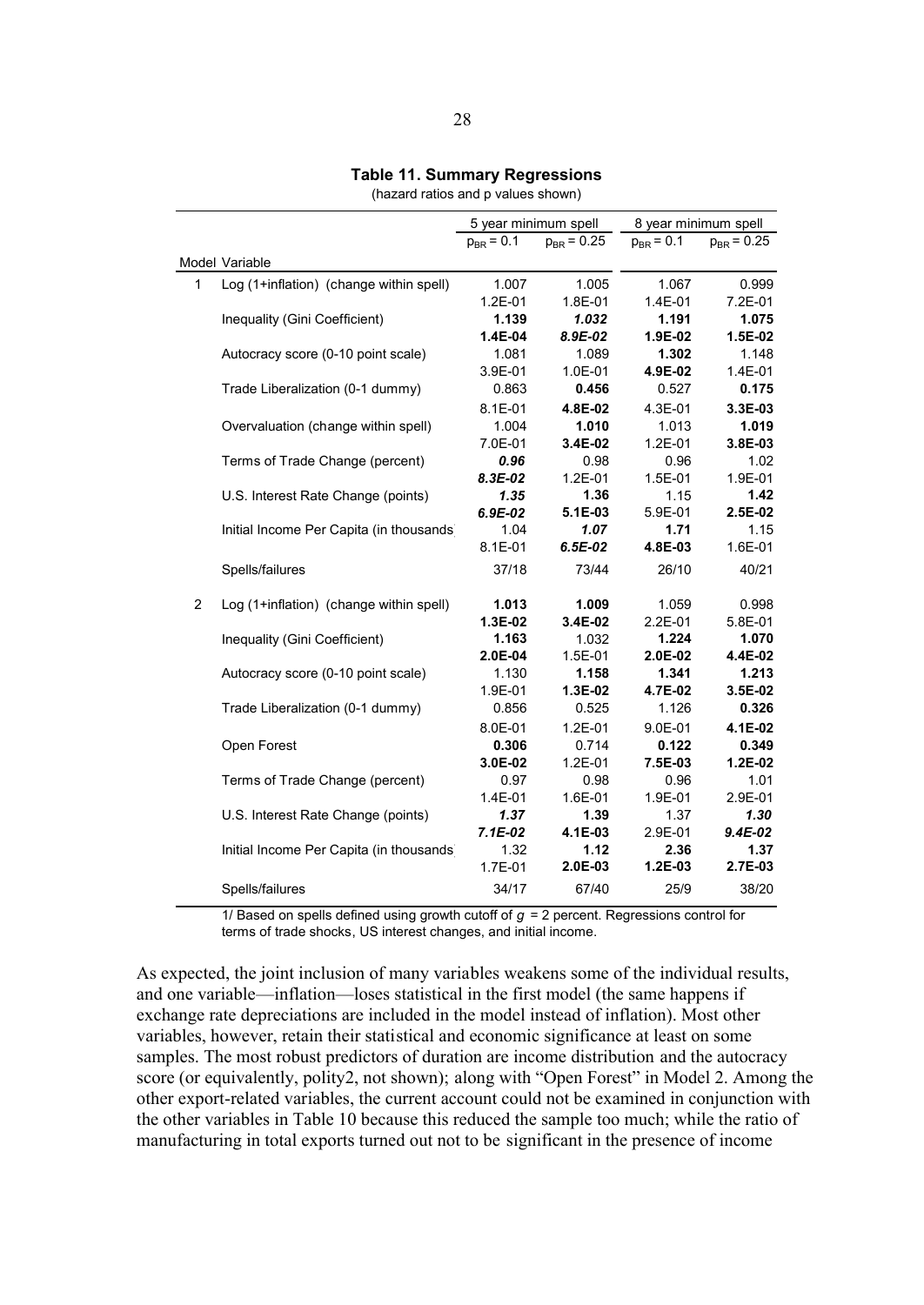**Table 11. Summary Regressions**

(hazard ratios and p values shown)

| Model | Variable | 5 year minimum spell | | 8 year minimum spell | |
|---|---|---|---|---|---|
| | | $p_{BR} = 0.1$ | $p_{BR} = 0.25$ | $p_{BR} = 0.1$ | $p_{BR} = 0.25$ |
| 1 | Log (1+inflation) (change within spell) | 1.007 | 1.005 | 1.067 | 0.999 |
| | | 1.2E-01 | 1.8E-01 | 1.4E-01 | 7.2E-01 |
| | Inequality (Gini Coefficient) | **1.139** | ***1.032*** | **1.191** | **1.075** |
| | | **1.4E-04** | ***8.9E-02*** | **1.9E-02** | **1.5E-02** |
| | Autocracy score (0-10 point scale) | 1.081 | 1.089 | **1.302** | 1.148 |
| | | 3.9E-01 | 1.0E-01 | **4.9E-02** | 1.4E-01 |
| | Trade Liberalization (0-1 dummy) | 0.863 | **0.456** | 0.527 | **0.175** |
| | | 8.1E-01 | **4.8E-02** | 4.3E-01 | **3.3E-03** |
| | Overvaluation (change within spell) | 1.004 | **1.010** | 1.013 | **1.019** |
| | | 7.0E-01 | **3.4E-02** | 1.2E-01 | **3.8E-03** |
| | Terms of Trade Change (percent) | ***0.96*** | 0.98 | 0.96 | 1.02 |
| | | ***8.3E-02*** | 1.2E-01 | 1.5E-01 | 1.9E-01 |
| | U.S. Interest Rate Change (points) | ***1.35*** | **1.36** | 1.15 | **1.42** |
| | | ***6.9E-02*** | **5.1E-03** | 5.9E-01 | **2.5E-02** |
| | Initial Income Per Capita (in thousands) | 1.04 | ***1.07*** | **1.71** | 1.15 |
| | | 8.1E-01 | ***6.5E-02*** | **4.8E-03** | 1.6E-01 |
| | Spells/failures | 37/18 | 73/44 | 26/10 | 40/21 |
| 2 | Log (1+inflation) (change within spell) | **1.013** | **1.009** | 1.059 | 0.998 |
| | | **1.3E-02** | **3.4E-02** | 2.2E-01 | 5.8E-01 |
| | Inequality (Gini Coefficient) | **1.163** | 1.032 | **1.224** | **1.070** |
| | | **2.0E-04** | 1.5E-01 | **2.0E-02** | **4.4E-02** |
| | Autocracy score (0-10 point scale) | 1.130 | **1.158** | **1.341** | **1.213** |
| | | 1.9E-01 | **1.3E-02** | **4.7E-02** | **3.5E-02** |
| | Trade Liberalization (0-1 dummy) | 0.856 | 0.525 | 1.126 | **0.326** |
| | | 8.0E-01 | 1.2E-01 | 9.0E-01 | **4.1E-02** |
| | Open Forest | **0.306** | 0.714 | **0.122** | **0.349** |
| | | **3.0E-02** | 1.2E-01 | **7.5E-03** | **1.2E-02** |
| | Terms of Trade Change (percent) | 0.97 | 0.98 | 0.96 | 1.01 |
| | | 1.4E-01 | 1.6E-01 | 1.9E-01 | 2.9E-01 |
| | U.S. Interest Rate Change (points) | ***1.37*** | **1.39** | 1.37 | ***1.30*** |
| | | ***7.1E-02*** | **4.1E-03** | 2.9E-01 | ***9.4E-02*** |
| | Initial Income Per Capita (in thousands) | 1.32 | **1.12** | **2.36** | **1.37** |
| | | 1.7E-01 | **2.0E-03** | **1.2E-03** | **2.7E-03** |
| | Spells/failures | 34/17 | 67/40 | 25/9 | 38/20 |

1/ Based on spells defined using growth cutoff of $g = 2$ percent. Regressions control for terms of trade shocks, US interest changes, and initial income.

As expected, the joint inclusion of many variables weakens some of the individual results, and one variable—inflation—loses statistical in the first model (the same happens if exchange rate depreciations are included in the model instead of inflation). Most other variables, however, retain their statistical and economic significance at least on some samples. The most robust predictors of duration are income distribution and the autocracy score (or equivalently, polity2, not shown); along with "Open Forest" in Model 2. Among the other export-related variables, the current account could not be examined in conjunction with the other variables in Table 10 because this reduced the sample too much; while the ratio of manufacturing in total exports turned out not to be significant in the presence of income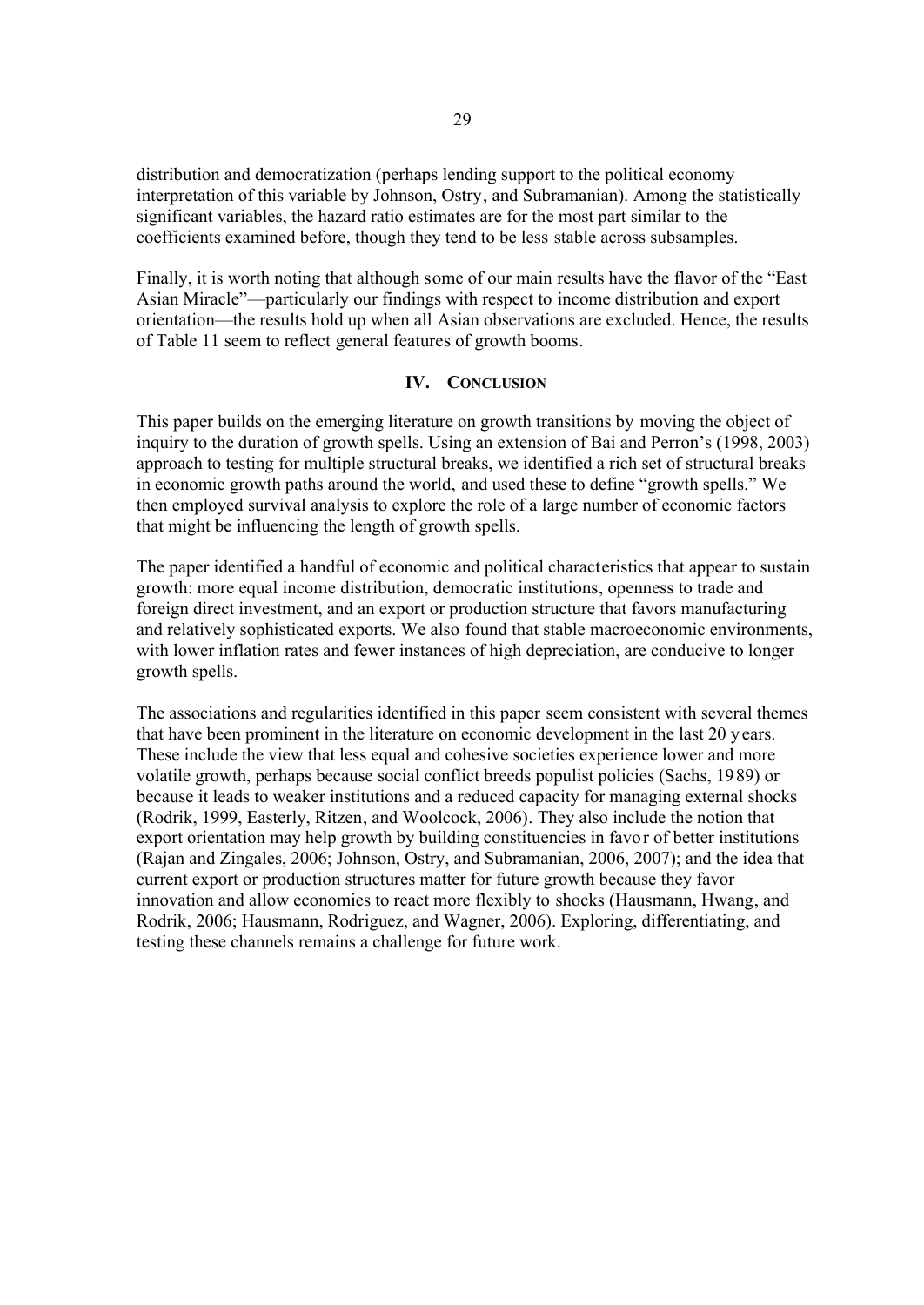distribution and democratization (perhaps lending support to the political economy interpretation of this variable by Johnson, Ostry, and Subramanian). Among the statistically significant variables, the hazard ratio estimates are for the most part similar to the coefficients examined before, though they tend to be less stable across subsamples.

Finally, it is worth noting that although some of our main results have the flavor of the "East Asian Miracle"—particularly our findings with respect to income distribution and export orientation—the results hold up when all Asian observations are excluded. Hence, the results of Table 11 seem to reflect general features of growth booms.

## IV. Conclusion

This paper builds on the emerging literature on growth transitions by moving the object of inquiry to the duration of growth spells. Using an extension of Bai and Perron's (1998, 2003) approach to testing for multiple structural breaks, we identified a rich set of structural breaks in economic growth paths around the world, and used these to define "growth spells." We then employed survival analysis to explore the role of a large number of economic factors that might be influencing the length of growth spells.

The paper identified a handful of economic and political characteristics that appear to sustain growth: more equal income distribution, democratic institutions, openness to trade and foreign direct investment, and an export or production structure that favors manufacturing and relatively sophisticated exports. We also found that stable macroeconomic environments, with lower inflation rates and fewer instances of high depreciation, are conducive to longer growth spells.

The associations and regularities identified in this paper seem consistent with several themes that have been prominent in the literature on economic development in the last 20 years. These include the view that less equal and cohesive societies experience lower and more volatile growth, perhaps because social conflict breeds populist policies (Sachs, 1989) or because it leads to weaker institutions and a reduced capacity for managing external shocks (Rodrik, 1999, Easterly, Ritzen, and Woolcock, 2006). They also include the notion that export orientation may help growth by building constituencies in favor of better institutions (Rajan and Zingales, 2006; Johnson, Ostry, and Subramanian, 2006, 2007); and the idea that current export or production structures matter for future growth because they favor innovation and allow economies to react more flexibly to shocks (Hausmann, Hwang, and Rodrik, 2006; Hausmann, Rodriguez, and Wagner, 2006). Exploring, differentiating, and testing these channels remains a challenge for future work.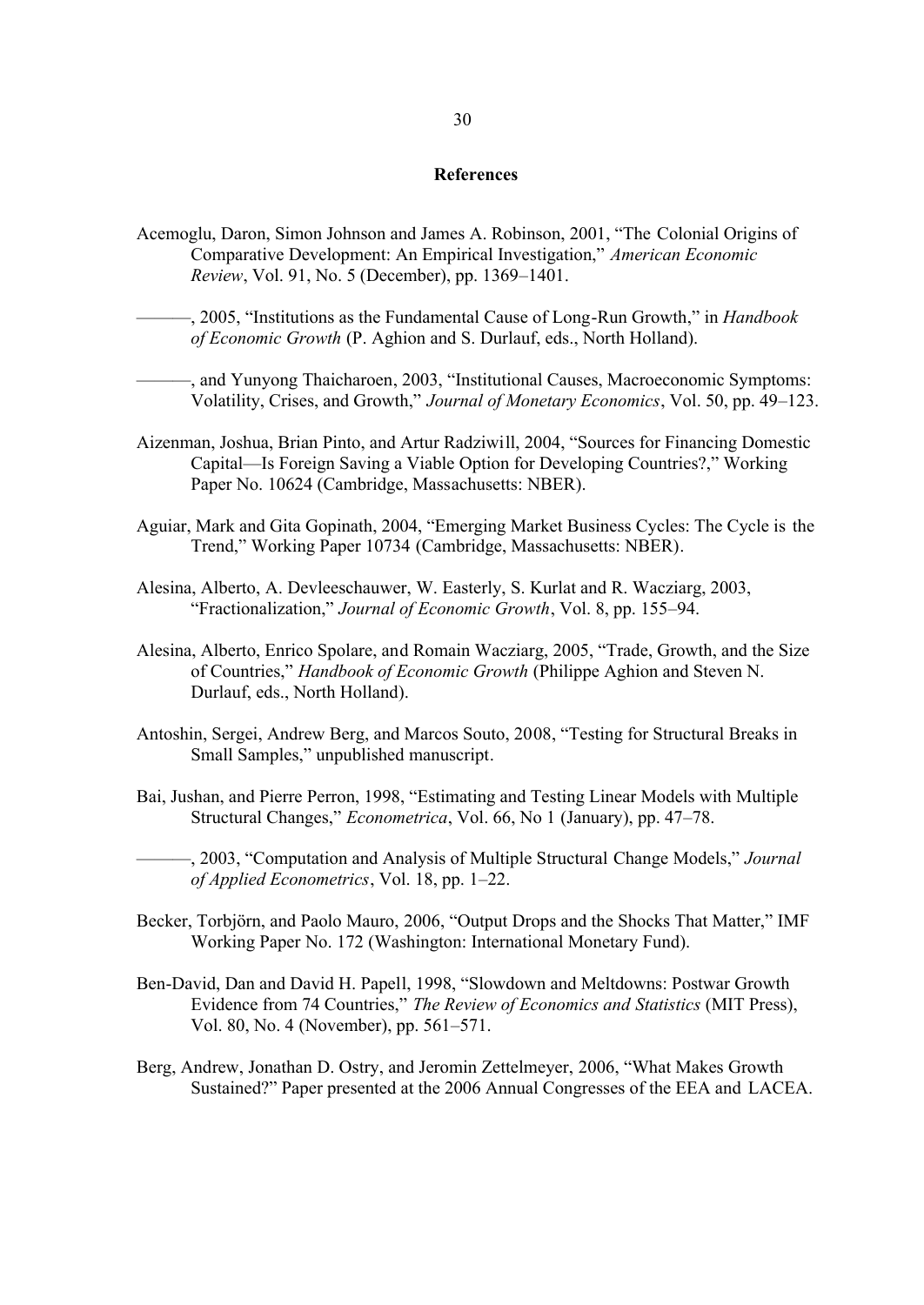## References

Acemoglu, Daron, Simon Johnson and James A. Robinson, 2001, "The Colonial Origins of Comparative Development: An Empirical Investigation," *American Economic Review*, Vol. 91, No. 5 (December), pp. 1369–1401.

———, 2005, "Institutions as the Fundamental Cause of Long-Run Growth," in *Handbook of Economic Growth* (P. Aghion and S. Durlauf, eds., North Holland).

———, and Yunyong Thaicharoen, 2003, "Institutional Causes, Macroeconomic Symptoms: Volatility, Crises, and Growth," *Journal of Monetary Economics*, Vol. 50, pp. 49–123.

Aizenman, Joshua, Brian Pinto, and Artur Radziwill, 2004, "Sources for Financing Domestic Capital—Is Foreign Saving a Viable Option for Developing Countries?," Working Paper No. 10624 (Cambridge, Massachusetts: NBER).

Aguiar, Mark and Gita Gopinath, 2004, "Emerging Market Business Cycles: The Cycle is the Trend," Working Paper 10734 (Cambridge, Massachusetts: NBER).

Alesina, Alberto, A. Devleeschauwer, W. Easterly, S. Kurlat and R. Wacziarg, 2003, "Fractionalization," *Journal of Economic Growth*, Vol. 8, pp. 155–94.

Alesina, Alberto, Enrico Spolare, and Romain Wacziarg, 2005, "Trade, Growth, and the Size of Countries," *Handbook of Economic Growth* (Philippe Aghion and Steven N. Durlauf, eds., North Holland).

Antoshin, Sergei, Andrew Berg, and Marcos Souto, 2008, "Testing for Structural Breaks in Small Samples," unpublished manuscript.

Bai, Jushan, and Pierre Perron, 1998, "Estimating and Testing Linear Models with Multiple Structural Changes," *Econometrica*, Vol. 66, No 1 (January), pp. 47–78.

———, 2003, "Computation and Analysis of Multiple Structural Change Models," *Journal of Applied Econometrics*, Vol. 18, pp. 1–22.

Becker, Torbjörn, and Paolo Mauro, 2006, "Output Drops and the Shocks That Matter," IMF Working Paper No. 172 (Washington: International Monetary Fund).

Ben-David, Dan and David H. Papell, 1998, "Slowdown and Meltdowns: Postwar Growth Evidence from 74 Countries," *The Review of Economics and Statistics* (MIT Press), Vol. 80, No. 4 (November), pp. 561–571.

Berg, Andrew, Jonathan D. Ostry, and Jeromin Zettelmeyer, 2006, "What Makes Growth Sustained?" Paper presented at the 2006 Annual Congresses of the EEA and LACEA.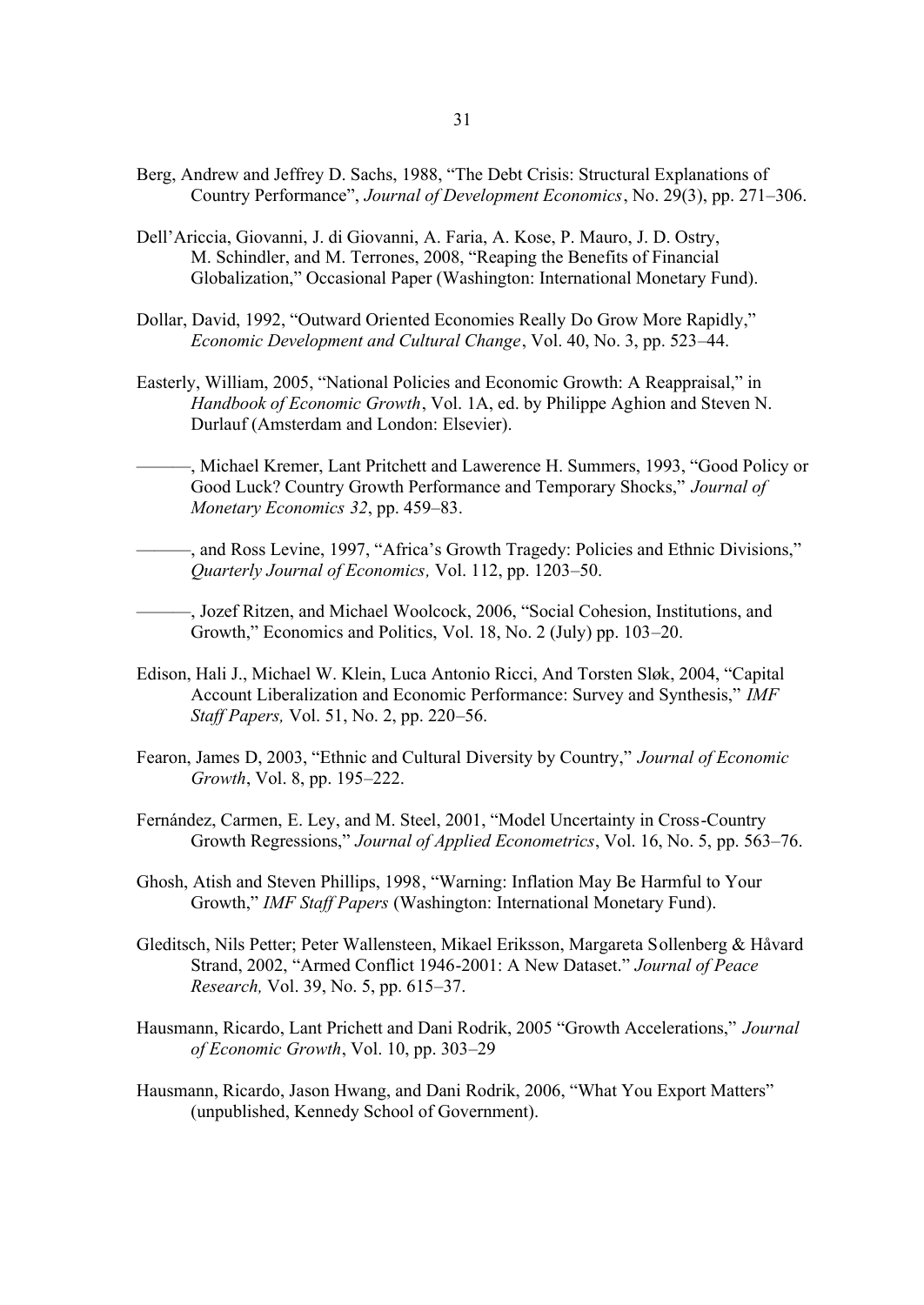Berg, Andrew and Jeffrey D. Sachs, 1988, "The Debt Crisis: Structural Explanations of Country Performance", *Journal of Development Economics*, No. 29(3), pp. 271–306.

Dell'Ariccia, Giovanni, J. di Giovanni, A. Faria, A. Kose, P. Mauro, J. D. Ostry, M. Schindler, and M. Terrones, 2008, "Reaping the Benefits of Financial Globalization," Occasional Paper (Washington: International Monetary Fund).

Dollar, David, 1992, "Outward Oriented Economies Really Do Grow More Rapidly," *Economic Development and Cultural Change*, Vol. 40, No. 3, pp. 523–44.

Easterly, William, 2005, "National Policies and Economic Growth: A Reappraisal," in *Handbook of Economic Growth*, Vol. 1A, ed. by Philippe Aghion and Steven N. Durlauf (Amsterdam and London: Elsevier).

———, Michael Kremer, Lant Pritchett and Lawerence H. Summers, 1993, "Good Policy or Good Luck? Country Growth Performance and Temporary Shocks," *Journal of Monetary Economics 32*, pp. 459–83.

———, and Ross Levine, 1997, "Africa's Growth Tragedy: Policies and Ethnic Divisions," *Quarterly Journal of Economics,* Vol. 112, pp. 1203–50.

———, Jozef Ritzen, and Michael Woolcock, 2006, "Social Cohesion, Institutions, and Growth," Economics and Politics, Vol. 18, No. 2 (July) pp. 103–20.

Edison, Hali J., Michael W. Klein, Luca Antonio Ricci, And Torsten Sløk, 2004, "Capital Account Liberalization and Economic Performance: Survey and Synthesis," *IMF Staff Papers,* Vol. 51, No. 2, pp. 220–56.

Fearon, James D, 2003, "Ethnic and Cultural Diversity by Country," *Journal of Economic Growth*, Vol. 8, pp. 195–222.

Fernández, Carmen, E. Ley, and M. Steel, 2001, "Model Uncertainty in Cross-Country Growth Regressions," *Journal of Applied Econometrics*, Vol. 16, No. 5, pp. 563–76.

Ghosh, Atish and Steven Phillips, 1998, "Warning: Inflation May Be Harmful to Your Growth," *IMF Staff Papers* (Washington: International Monetary Fund).

Gleditsch, Nils Petter; Peter Wallensteen, Mikael Eriksson, Margareta Sollenberg & Håvard Strand, 2002, "Armed Conflict 1946-2001: A New Dataset." *Journal of Peace Research,* Vol. 39, No. 5, pp. 615–37.

Hausmann, Ricardo, Lant Prichett and Dani Rodrik, 2005 "Growth Accelerations," *Journal of Economic Growth*, Vol. 10, pp. 303–29

Hausmann, Ricardo, Jason Hwang, and Dani Rodrik, 2006, "What You Export Matters" (unpublished, Kennedy School of Government).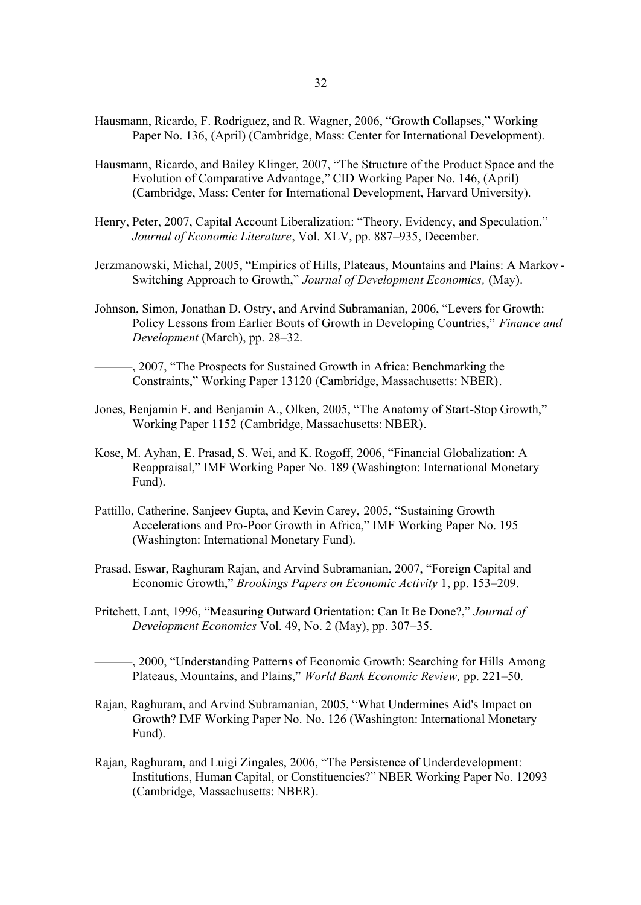Hausmann, Ricardo, F. Rodriguez, and R. Wagner, 2006, "Growth Collapses," Working Paper No. 136, (April) (Cambridge, Mass: Center for International Development).

Hausmann, Ricardo, and Bailey Klinger, 2007, "The Structure of the Product Space and the Evolution of Comparative Advantage," CID Working Paper No. 146, (April) (Cambridge, Mass: Center for International Development, Harvard University).

Henry, Peter, 2007, Capital Account Liberalization: "Theory, Evidency, and Speculation," *Journal of Economic Literature*, Vol. XLV, pp. 887–935, December.

Jerzmanowski, Michal, 2005, "Empirics of Hills, Plateaus, Mountains and Plains: A Markov-Switching Approach to Growth," *Journal of Development Economics,* (May).

Johnson, Simon, Jonathan D. Ostry, and Arvind Subramanian, 2006, "Levers for Growth: Policy Lessons from Earlier Bouts of Growth in Developing Countries," *Finance and Development* (March), pp. 28–32.

———, 2007, "The Prospects for Sustained Growth in Africa: Benchmarking the Constraints," Working Paper 13120 (Cambridge, Massachusetts: NBER).

Jones, Benjamin F. and Benjamin A., Olken, 2005, "The Anatomy of Start-Stop Growth," Working Paper 1152 (Cambridge, Massachusetts: NBER).

Kose, M. Ayhan, E. Prasad, S. Wei, and K. Rogoff, 2006, "Financial Globalization: A Reappraisal," IMF Working Paper No. 189 (Washington: International Monetary Fund).

Pattillo, Catherine, Sanjeev Gupta, and Kevin Carey, 2005, "Sustaining Growth Accelerations and Pro-Poor Growth in Africa," IMF Working Paper No. 195 (Washington: International Monetary Fund).

Prasad, Eswar, Raghuram Rajan, and Arvind Subramanian, 2007, "Foreign Capital and Economic Growth," *Brookings Papers on Economic Activity* 1, pp. 153–209.

Pritchett, Lant, 1996, "Measuring Outward Orientation: Can It Be Done?," *Journal of Development Economics* Vol. 49, No. 2 (May), pp. 307–35.

———, 2000, "Understanding Patterns of Economic Growth: Searching for Hills Among Plateaus, Mountains, and Plains," *World Bank Economic Review,* pp. 221–50.

Rajan, Raghuram, and Arvind Subramanian, 2005, "What Undermines Aid's Impact on Growth? IMF Working Paper No. No. 126 (Washington: International Monetary Fund).

Rajan, Raghuram, and Luigi Zingales, 2006, "The Persistence of Underdevelopment: Institutions, Human Capital, or Constituencies?" NBER Working Paper No. 12093 (Cambridge, Massachusetts: NBER).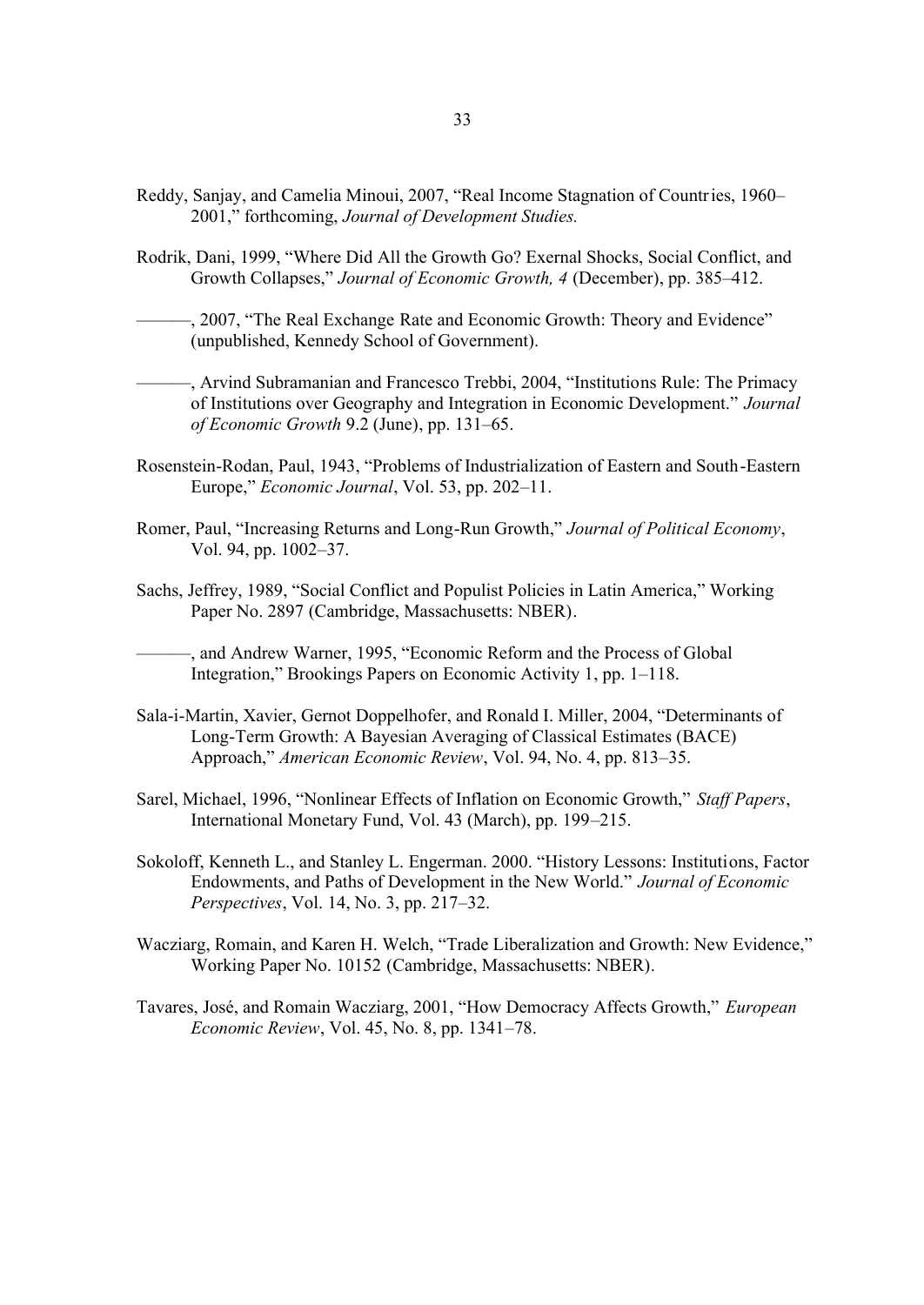Reddy, Sanjay, and Camelia Minoui, 2007, "Real Income Stagnation of Countries, 1960–2001," forthcoming, *Journal of Development Studies.*

Rodrik, Dani, 1999, "Where Did All the Growth Go? Exernal Shocks, Social Conflict, and Growth Collapses," *Journal of Economic Growth, 4* (December), pp. 385–412.

———, 2007, "The Real Exchange Rate and Economic Growth: Theory and Evidence" (unpublished, Kennedy School of Government).

———, Arvind Subramanian and Francesco Trebbi, 2004, "Institutions Rule: The Primacy of Institutions over Geography and Integration in Economic Development." *Journal of Economic Growth* 9.2 (June), pp. 131–65.

Rosenstein-Rodan, Paul, 1943, "Problems of Industrialization of Eastern and South-Eastern Europe," *Economic Journal*, Vol. 53, pp. 202–11.

Romer, Paul, "Increasing Returns and Long-Run Growth," *Journal of Political Economy*, Vol. 94, pp. 1002–37.

Sachs, Jeffrey, 1989, "Social Conflict and Populist Policies in Latin America," Working Paper No. 2897 (Cambridge, Massachusetts: NBER).

———, and Andrew Warner, 1995, "Economic Reform and the Process of Global Integration," Brookings Papers on Economic Activity 1, pp. 1–118.

Sala-i-Martin, Xavier, Gernot Doppelhofer, and Ronald I. Miller, 2004, "Determinants of Long-Term Growth: A Bayesian Averaging of Classical Estimates (BACE) Approach," *American Economic Review*, Vol. 94, No. 4, pp. 813–35.

Sarel, Michael, 1996, "Nonlinear Effects of Inflation on Economic Growth," *Staff Papers*, International Monetary Fund, Vol. 43 (March), pp. 199–215.

Sokoloff, Kenneth L., and Stanley L. Engerman. 2000. "History Lessons: Institutions, Factor Endowments, and Paths of Development in the New World." *Journal of Economic Perspectives*, Vol. 14, No. 3, pp. 217–32.

Wacziarg, Romain, and Karen H. Welch, "Trade Liberalization and Growth: New Evidence," Working Paper No. 10152 (Cambridge, Massachusetts: NBER).

Tavares, José, and Romain Wacziarg, 2001, "How Democracy Affects Growth," *European Economic Review*, Vol. 45, No. 8, pp. 1341–78.